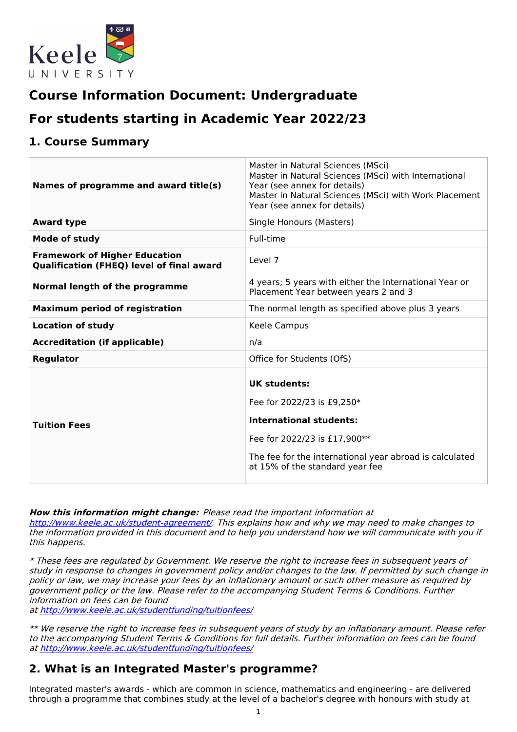# Course Information Document: Undergraduate

## For students starting in Academic Year 2022/23

## 1. Course Summary

| | |
|---|---|
| **Names of programme and award title(s)** | Master in Natural Sciences (MSci)<br>Master in Natural Sciences (MSci) with International Year (see annex for details)<br>Master in Natural Sciences (MSci) with Work Placement Year (see annex for details) |
| **Award type** | Single Honours (Masters) |
| **Mode of study** | Full-time |
| **Framework of Higher Education Qualification (FHEQ) level of final award** | Level 7 |
| **Normal length of the programme** | 4 years; 5 years with either the International Year or Placement Year between years 2 and 3 |
| **Maximum period of registration** | The normal length as specified above plus 3 years |
| **Location of study** | Keele Campus |
| **Accreditation (if applicable)** | n/a |
| **Regulator** | Office for Students (OfS) |
| **Tuition Fees** | **UK students:**<br>Fee for 2022/23 is £9,250*<br>**International students:**<br>Fee for 2022/23 is £17,900**<br>The fee for the international year abroad is calculated at 15% of the standard year fee |

***How this information might change:*** *Please read the important information at [http://www.keele.ac.uk/student-agreement/](http://www.keele.ac.uk/student-agreement/). This explains how and why we may need to make changes to the information provided in this document and to help you understand how we will communicate with you if this happens.*

*\* These fees are regulated by Government. We reserve the right to increase fees in subsequent years of study in response to changes in government policy and/or changes to the law. If permitted by such change in policy or law, we may increase your fees by an inflationary amount or such other measure as required by government policy or the law. Please refer to the accompanying Student Terms & Conditions. Further information on fees can be found at [http://www.keele.ac.uk/studentfunding/tuitionfees/](http://www.keele.ac.uk/studentfunding/tuitionfees/)*

*\*\* We reserve the right to increase fees in subsequent years of study by an inflationary amount. Please refer to the accompanying Student Terms & Conditions for full details. Further information on fees can be found at [http://www.keele.ac.uk/studentfunding/tuitionfees/](http://www.keele.ac.uk/studentfunding/tuitionfees/)*

## 2. What is an Integrated Master's programme?

Integrated master's awards - which are common in science, mathematics and engineering - are delivered through a programme that combines study at the level of a bachelor's degree with honours with study at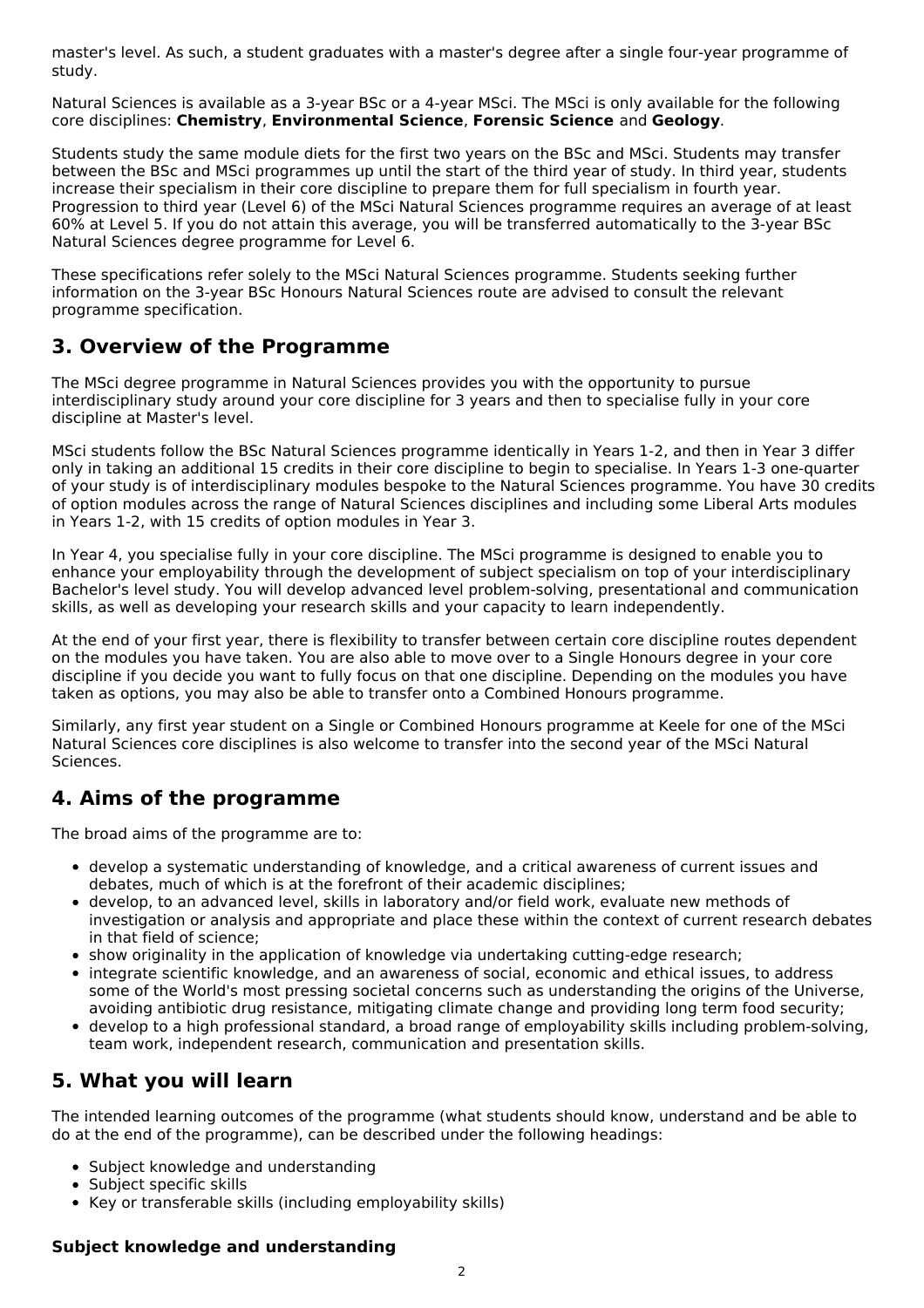master's level. As such, a student graduates with a master's degree after a single four-year programme of study.

Natural Sciences is available as a 3-year BSc or a 4-year MSci. The MSci is only available for the following core disciplines: **Chemistry**, **Environmental Science**, **Forensic Science** and **Geology**.

Students study the same module diets for the first two years on the BSc and MSci. Students may transfer between the BSc and MSci programmes up until the start of the third year of study. In third year, students increase their specialism in their core discipline to prepare them for full specialism in fourth year. Progression to third year (Level 6) of the MSci Natural Sciences programme requires an average of at least 60% at Level 5. If you do not attain this average, you will be transferred automatically to the 3-year BSc Natural Sciences degree programme for Level 6.

These specifications refer solely to the MSci Natural Sciences programme. Students seeking further information on the 3-year BSc Honours Natural Sciences route are advised to consult the relevant programme specification.

## 3. Overview of the Programme

The MSci degree programme in Natural Sciences provides you with the opportunity to pursue interdisciplinary study around your core discipline for 3 years and then to specialise fully in your core discipline at Master's level.

MSci students follow the BSc Natural Sciences programme identically in Years 1-2, and then in Year 3 differ only in taking an additional 15 credits in their core discipline to begin to specialise. In Years 1-3 one-quarter of your study is of interdisciplinary modules bespoke to the Natural Sciences programme. You have 30 credits of option modules across the range of Natural Sciences disciplines and including some Liberal Arts modules in Years 1-2, with 15 credits of option modules in Year 3.

In Year 4, you specialise fully in your core discipline. The MSci programme is designed to enable you to enhance your employability through the development of subject specialism on top of your interdisciplinary Bachelor's level study. You will develop advanced level problem-solving, presentational and communication skills, as well as developing your research skills and your capacity to learn independently.

At the end of your first year, there is flexibility to transfer between certain core discipline routes dependent on the modules you have taken. You are also able to move over to a Single Honours degree in your core discipline if you decide you want to fully focus on that one discipline. Depending on the modules you have taken as options, you may also be able to transfer onto a Combined Honours programme.

Similarly, any first year student on a Single or Combined Honours programme at Keele for one of the MSci Natural Sciences core disciplines is also welcome to transfer into the second year of the MSci Natural Sciences.

## 4. Aims of the programme

The broad aims of the programme are to:

- develop a systematic understanding of knowledge, and a critical awareness of current issues and debates, much of which is at the forefront of their academic disciplines;
- develop, to an advanced level, skills in laboratory and/or field work, evaluate new methods of investigation or analysis and appropriate and place these within the context of current research debates in that field of science;
- show originality in the application of knowledge via undertaking cutting-edge research;
- integrate scientific knowledge, and an awareness of social, economic and ethical issues, to address some of the World's most pressing societal concerns such as understanding the origins of the Universe, avoiding antibiotic drug resistance, mitigating climate change and providing long term food security;
- develop to a high professional standard, a broad range of employability skills including problem-solving, team work, independent research, communication and presentation skills.

## 5. What you will learn

The intended learning outcomes of the programme (what students should know, understand and be able to do at the end of the programme), can be described under the following headings:

- Subject knowledge and understanding
- Subject specific skills
- Key or transferable skills (including employability skills)

### Subject knowledge and understanding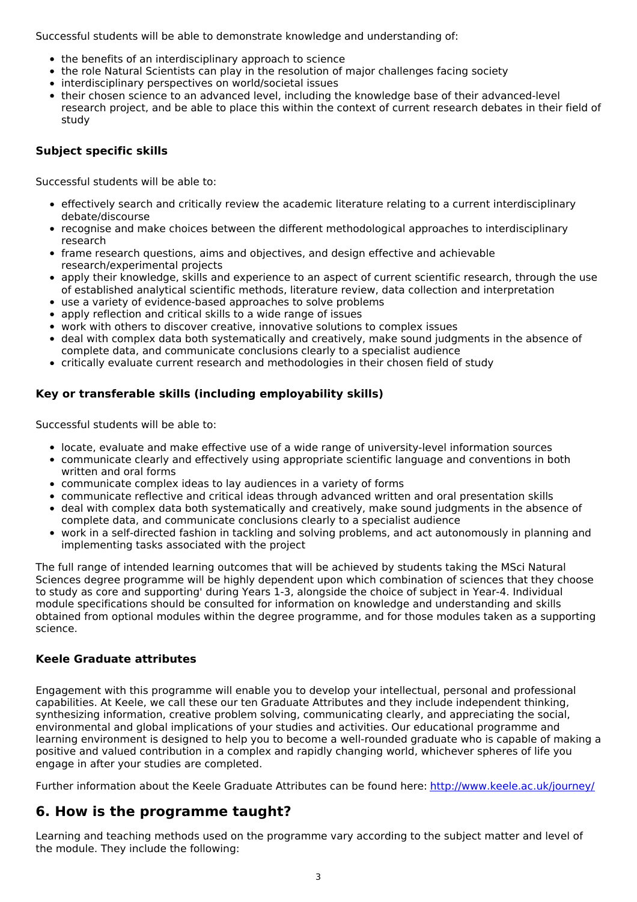Successful students will be able to demonstrate knowledge and understanding of:

- the benefits of an interdisciplinary approach to science
- the role Natural Scientists can play in the resolution of major challenges facing society
- interdisciplinary perspectives on world/societal issues
- their chosen science to an advanced level, including the knowledge base of their advanced-level research project, and be able to place this within the context of current research debates in their field of study

### Subject specific skills

Successful students will be able to:

- effectively search and critically review the academic literature relating to a current interdisciplinary debate/discourse
- recognise and make choices between the different methodological approaches to interdisciplinary research
- frame research questions, aims and objectives, and design effective and achievable research/experimental projects
- apply their knowledge, skills and experience to an aspect of current scientific research, through the use of established analytical scientific methods, literature review, data collection and interpretation
- use a variety of evidence-based approaches to solve problems
- apply reflection and critical skills to a wide range of issues
- work with others to discover creative, innovative solutions to complex issues
- deal with complex data both systematically and creatively, make sound judgments in the absence of complete data, and communicate conclusions clearly to a specialist audience
- critically evaluate current research and methodologies in their chosen field of study

### Key or transferable skills (including employability skills)

Successful students will be able to:

- locate, evaluate and make effective use of a wide range of university-level information sources
- communicate clearly and effectively using appropriate scientific language and conventions in both written and oral forms
- communicate complex ideas to lay audiences in a variety of forms
- communicate reflective and critical ideas through advanced written and oral presentation skills
- deal with complex data both systematically and creatively, make sound judgments in the absence of complete data, and communicate conclusions clearly to a specialist audience
- work in a self-directed fashion in tackling and solving problems, and act autonomously in planning and implementing tasks associated with the project

The full range of intended learning outcomes that will be achieved by students taking the MSci Natural Sciences degree programme will be highly dependent upon which combination of sciences that they choose to study as core and supporting' during Years 1-3, alongside the choice of subject in Year-4. Individual module specifications should be consulted for information on knowledge and understanding and skills obtained from optional modules within the degree programme, and for those modules taken as a supporting science.

### Keele Graduate attributes

Engagement with this programme will enable you to develop your intellectual, personal and professional capabilities. At Keele, we call these our ten Graduate Attributes and they include independent thinking, synthesizing information, creative problem solving, communicating clearly, and appreciating the social, environmental and global implications of your studies and activities. Our educational programme and learning environment is designed to help you to become a well-rounded graduate who is capable of making a positive and valued contribution in a complex and rapidly changing world, whichever spheres of life you engage in after your studies are completed.

Further information about the Keele Graduate Attributes can be found here: [http://www.keele.ac.uk/journey/](http://www.keele.ac.uk/journey/)

## 6. How is the programme taught?

Learning and teaching methods used on the programme vary according to the subject matter and level of the module. They include the following: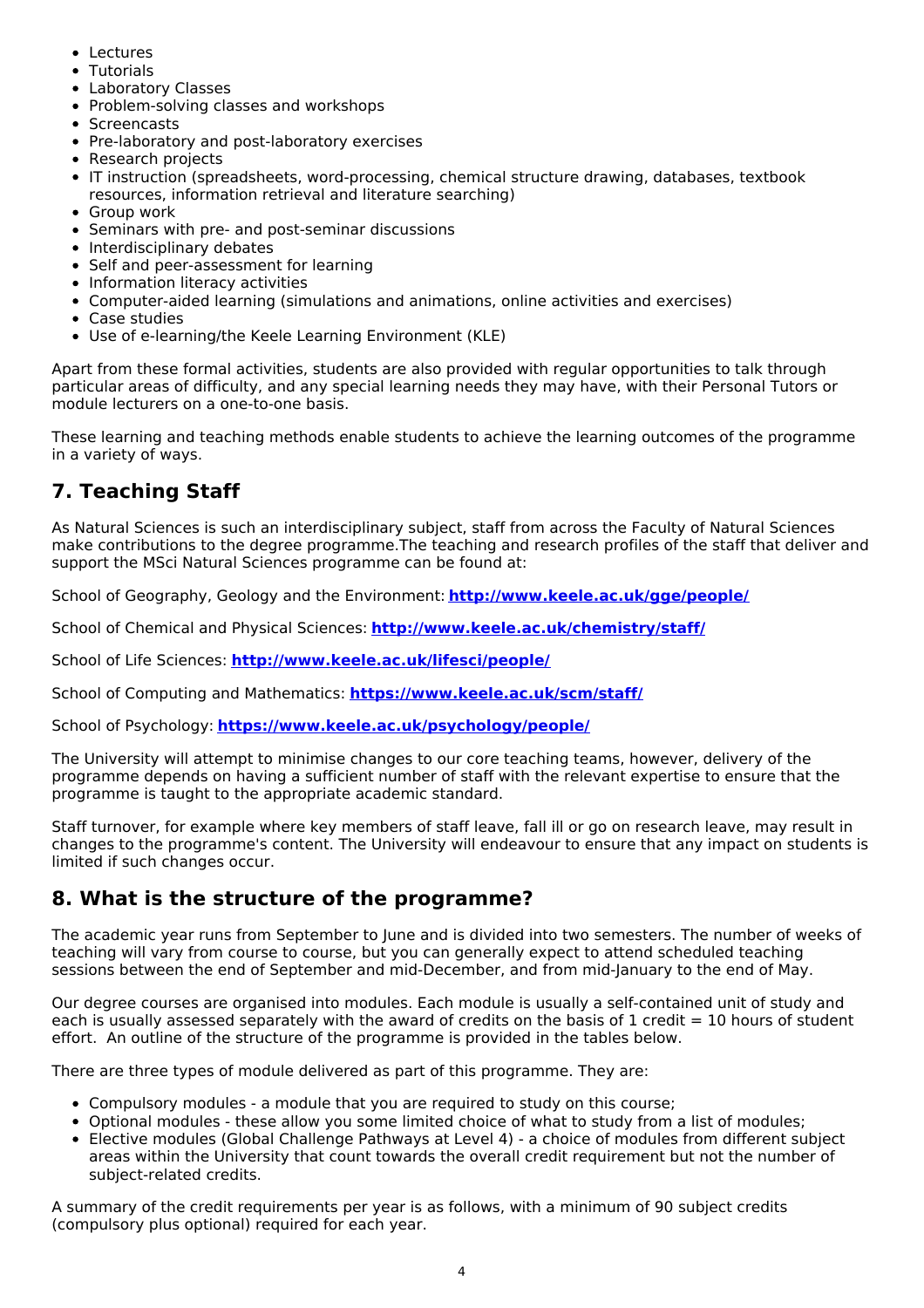- Lectures
- Tutorials
- Laboratory Classes
- Problem-solving classes and workshops
- Screencasts
- Pre-laboratory and post-laboratory exercises
- Research projects
- IT instruction (spreadsheets, word-processing, chemical structure drawing, databases, textbook resources, information retrieval and literature searching)
- Group work
- Seminars with pre- and post-seminar discussions
- Interdisciplinary debates
- Self and peer-assessment for learning
- Information literacy activities
- Computer-aided learning (simulations and animations, online activities and exercises)
- Case studies
- Use of e-learning/the Keele Learning Environment (KLE)

Apart from these formal activities, students are also provided with regular opportunities to talk through particular areas of difficulty, and any special learning needs they may have, with their Personal Tutors or module lecturers on a one-to-one basis.

These learning and teaching methods enable students to achieve the learning outcomes of the programme in a variety of ways.

## 7. Teaching Staff

As Natural Sciences is such an interdisciplinary subject, staff from across the Faculty of Natural Sciences make contributions to the degree programme.The teaching and research profiles of the staff that deliver and support the MSci Natural Sciences programme can be found at:

School of Geography, Geology and the Environment: **http://www.keele.ac.uk/gge/people/**

School of Chemical and Physical Sciences: **http://www.keele.ac.uk/chemistry/staff/**

School of Life Sciences: **http://www.keele.ac.uk/lifesci/people/**

School of Computing and Mathematics: **https://www.keele.ac.uk/scm/staff/**

School of Psychology: **https://www.keele.ac.uk/psychology/people/**

The University will attempt to minimise changes to our core teaching teams, however, delivery of the programme depends on having a sufficient number of staff with the relevant expertise to ensure that the programme is taught to the appropriate academic standard.

Staff turnover, for example where key members of staff leave, fall ill or go on research leave, may result in changes to the programme's content. The University will endeavour to ensure that any impact on students is limited if such changes occur.

## 8. What is the structure of the programme?

The academic year runs from September to June and is divided into two semesters. The number of weeks of teaching will vary from course to course, but you can generally expect to attend scheduled teaching sessions between the end of September and mid-December, and from mid-January to the end of May.

Our degree courses are organised into modules. Each module is usually a self-contained unit of study and each is usually assessed separately with the award of credits on the basis of 1 credit = 10 hours of student effort. An outline of the structure of the programme is provided in the tables below.

There are three types of module delivered as part of this programme. They are:

- Compulsory modules - a module that you are required to study on this course;
- Optional modules - these allow you some limited choice of what to study from a list of modules;
- Elective modules (Global Challenge Pathways at Level 4) - a choice of modules from different subject areas within the University that count towards the overall credit requirement but not the number of subject-related credits.

A summary of the credit requirements per year is as follows, with a minimum of 90 subject credits (compulsory plus optional) required for each year.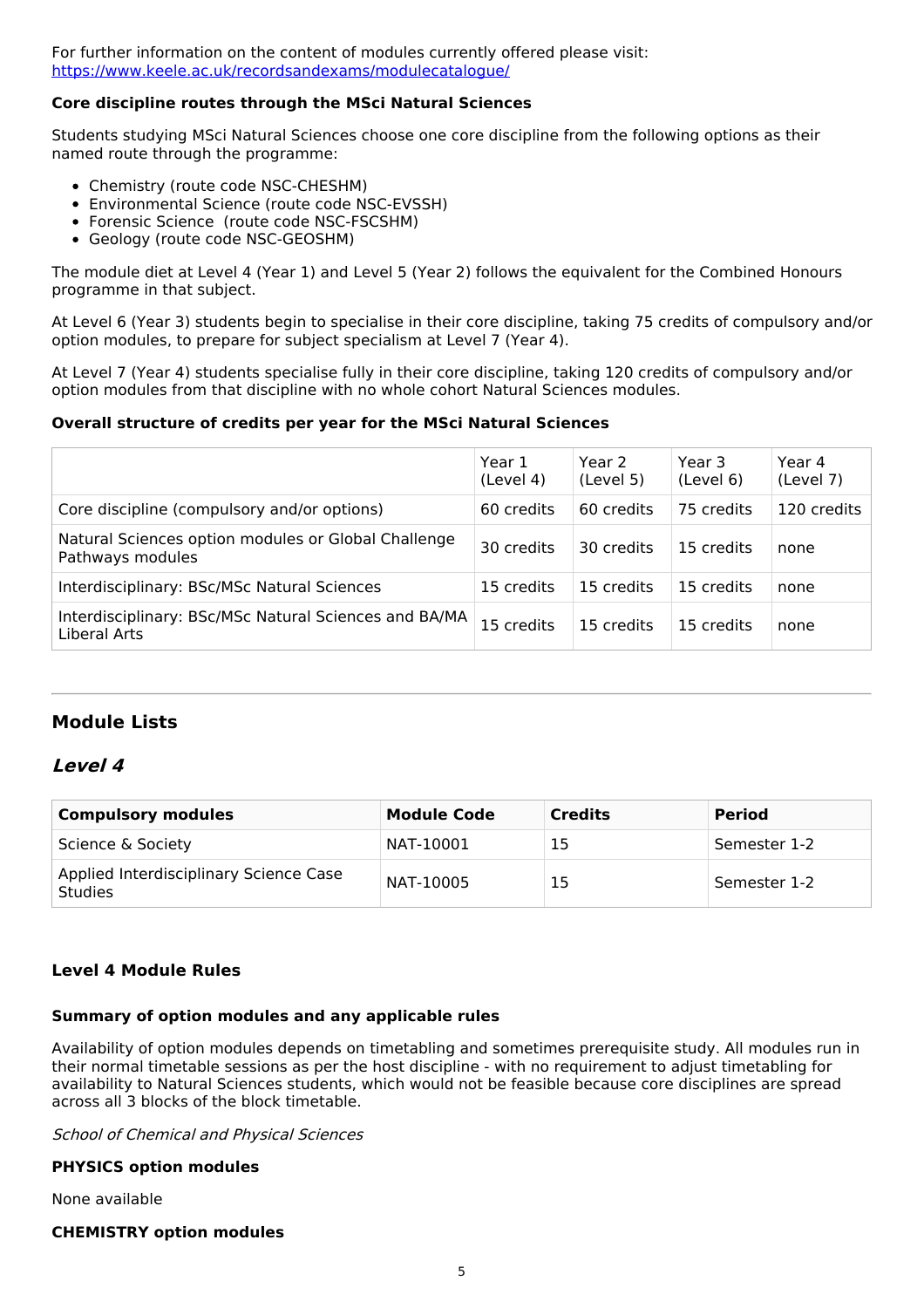For further information on the content of modules currently offered please visit: https://www.keele.ac.uk/recordsandexams/modulecatalogue/

**Core discipline routes through the MSci Natural Sciences**

Students studying MSci Natural Sciences choose one core discipline from the following options as their named route through the programme:

- Chemistry (route code NSC-CHESHM)
- Environmental Science (route code NSC-EVSSH)
- Forensic Science (route code NSC-FSCSHM)
- Geology (route code NSC-GEOSHM)

The module diet at Level 4 (Year 1) and Level 5 (Year 2) follows the equivalent for the Combined Honours programme in that subject.

At Level 6 (Year 3) students begin to specialise in their core discipline, taking 75 credits of compulsory and/or option modules, to prepare for subject specialism at Level 7 (Year 4).

At Level 7 (Year 4) students specialise fully in their core discipline, taking 120 credits of compulsory and/or option modules from that discipline with no whole cohort Natural Sciences modules.

**Overall structure of credits per year for the MSci Natural Sciences**

| | Year 1 (Level 4) | Year 2 (Level 5) | Year 3 (Level 6) | Year 4 (Level 7) |
|---|---|---|---|---|
| Core discipline (compulsory and/or options) | 60 credits | 60 credits | 75 credits | 120 credits |
| Natural Sciences option modules or Global Challenge Pathways modules | 30 credits | 30 credits | 15 credits | none |
| Interdisciplinary: BSc/MSc Natural Sciences | 15 credits | 15 credits | 15 credits | none |
| Interdisciplinary: BSc/MSc Natural Sciences and BA/MA Liberal Arts | 15 credits | 15 credits | 15 credits | none |

## Module Lists

### *Level 4*

| Compulsory modules | Module Code | Credits | Period |
|---|---|---|---|
| Science & Society | NAT-10001 | 15 | Semester 1-2 |
| Applied Interdisciplinary Science Case Studies | NAT-10005 | 15 | Semester 1-2 |

**Level 4 Module Rules**

**Summary of option modules and any applicable rules**

Availability of option modules depends on timetabling and sometimes prerequisite study. All modules run in their normal timetable sessions as per the host discipline - with no requirement to adjust timetabling for availability to Natural Sciences students, which would not be feasible because core disciplines are spread across all 3 blocks of the block timetable.

*School of Chemical and Physical Sciences*

**PHYSICS option modules**

None available

**CHEMISTRY option modules**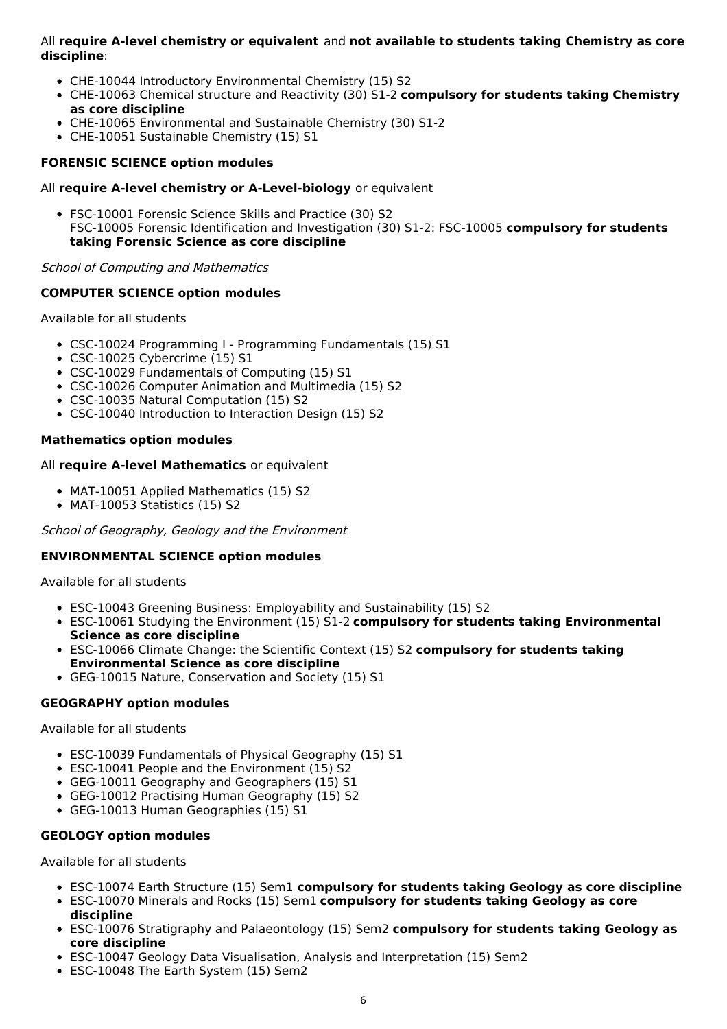All **require A-level chemistry or equivalent** and **not available to students taking Chemistry as core discipline**:

- CHE-10044 Introductory Environmental Chemistry (15) S2
- CHE-10063 Chemical structure and Reactivity (30) S1-2 **compulsory for students taking Chemistry as core discipline**
- CHE-10065 Environmental and Sustainable Chemistry (30) S1-2
- CHE-10051 Sustainable Chemistry (15) S1

**FORENSIC SCIENCE option modules**

All **require A-level chemistry or A-Level-biology** or equivalent

- FSC-10001 Forensic Science Skills and Practice (30) S2
  FSC-10005 Forensic Identification and Investigation (30) S1-2: FSC-10005 **compulsory for students taking Forensic Science as core discipline**

*School of Computing and Mathematics*

**COMPUTER SCIENCE option modules**

Available for all students

- CSC-10024 Programming I - Programming Fundamentals (15) S1
- CSC-10025 Cybercrime (15) S1
- CSC-10029 Fundamentals of Computing (15) S1
- CSC-10026 Computer Animation and Multimedia (15) S2
- CSC-10035 Natural Computation (15) S2
- CSC-10040 Introduction to Interaction Design (15) S2

**Mathematics option modules**

All **require A-level Mathematics** or equivalent

- MAT-10051 Applied Mathematics (15) S2
- MAT-10053 Statistics (15) S2

*School of Geography, Geology and the Environment*

**ENVIRONMENTAL SCIENCE option modules**

Available for all students

- ESC-10043 Greening Business: Employability and Sustainability (15) S2
- ESC-10061 Studying the Environment (15) S1-2 **compulsory for students taking Environmental Science as core discipline**
- ESC-10066 Climate Change: the Scientific Context (15) S2 **compulsory for students taking Environmental Science as core discipline**
- GEG-10015 Nature, Conservation and Society (15) S1

**GEOGRAPHY option modules**

Available for all students

- ESC-10039 Fundamentals of Physical Geography (15) S1
- ESC-10041 People and the Environment (15) S2
- GEG-10011 Geography and Geographers (15) S1
- GEG-10012 Practising Human Geography (15) S2
- GEG-10013 Human Geographies (15) S1

**GEOLOGY option modules**

Available for all students

- ESC-10074 Earth Structure (15) Sem1 **compulsory for students taking Geology as core discipline**
- ESC-10070 Minerals and Rocks (15) Sem1 **compulsory for students taking Geology as core discipline**
- ESC-10076 Stratigraphy and Palaeontology (15) Sem2 **compulsory for students taking Geology as core discipline**
- ESC-10047 Geology Data Visualisation, Analysis and Interpretation (15) Sem2
- ESC-10048 The Earth System (15) Sem2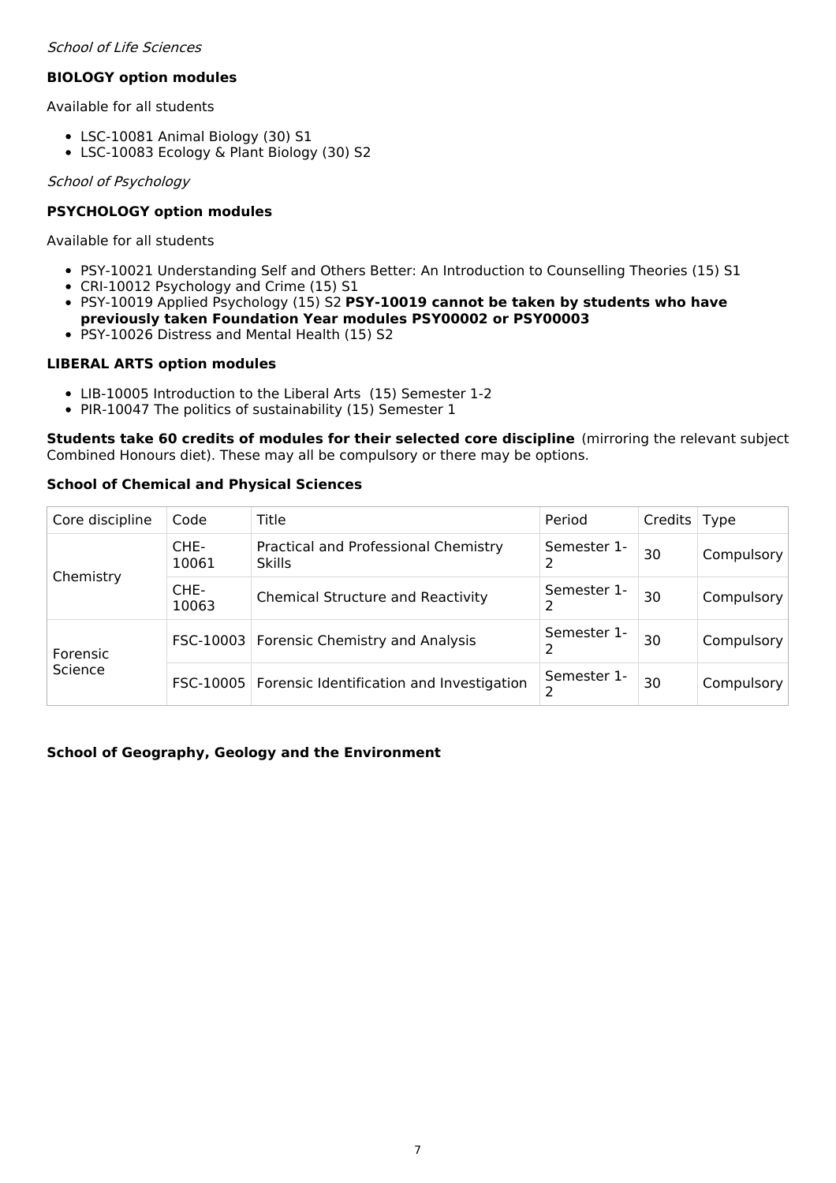*School of Life Sciences*

**BIOLOGY option modules**

Available for all students

- LSC-10081 Animal Biology (30) S1
- LSC-10083 Ecology & Plant Biology (30) S2

*School of Psychology*

**PSYCHOLOGY option modules**

Available for all students

- PSY-10021 Understanding Self and Others Better: An Introduction to Counselling Theories (15) S1
- CRI-10012 Psychology and Crime (15) S1
- PSY-10019 Applied Psychology (15) S2 **PSY-10019 cannot be taken by students who have previously taken Foundation Year modules PSY00002 or PSY00003**
- PSY-10026 Distress and Mental Health (15) S2

**LIBERAL ARTS option modules**

- LIB-10005 Introduction to the Liberal Arts (15) Semester 1-2
- PIR-10047 The politics of sustainability (15) Semester 1

**Students take 60 credits of modules for their selected core discipline** (mirroring the relevant subject Combined Honours diet). These may all be compulsory or there may be options.

**School of Chemical and Physical Sciences**

| Core discipline | Code | Title | Period | Credits | Type |
|---|---|---|---|---|---|
| Chemistry | CHE-10061 | Practical and Professional Chemistry Skills | Semester 1-2 | 30 | Compulsory |
| | CHE-10063 | Chemical Structure and Reactivity | Semester 1-2 | 30 | Compulsory |
| Forensic Science | FSC-10003 | Forensic Chemistry and Analysis | Semester 1-2 | 30 | Compulsory |
| | FSC-10005 | Forensic Identification and Investigation | Semester 1-2 | 30 | Compulsory |

**School of Geography, Geology and the Environment**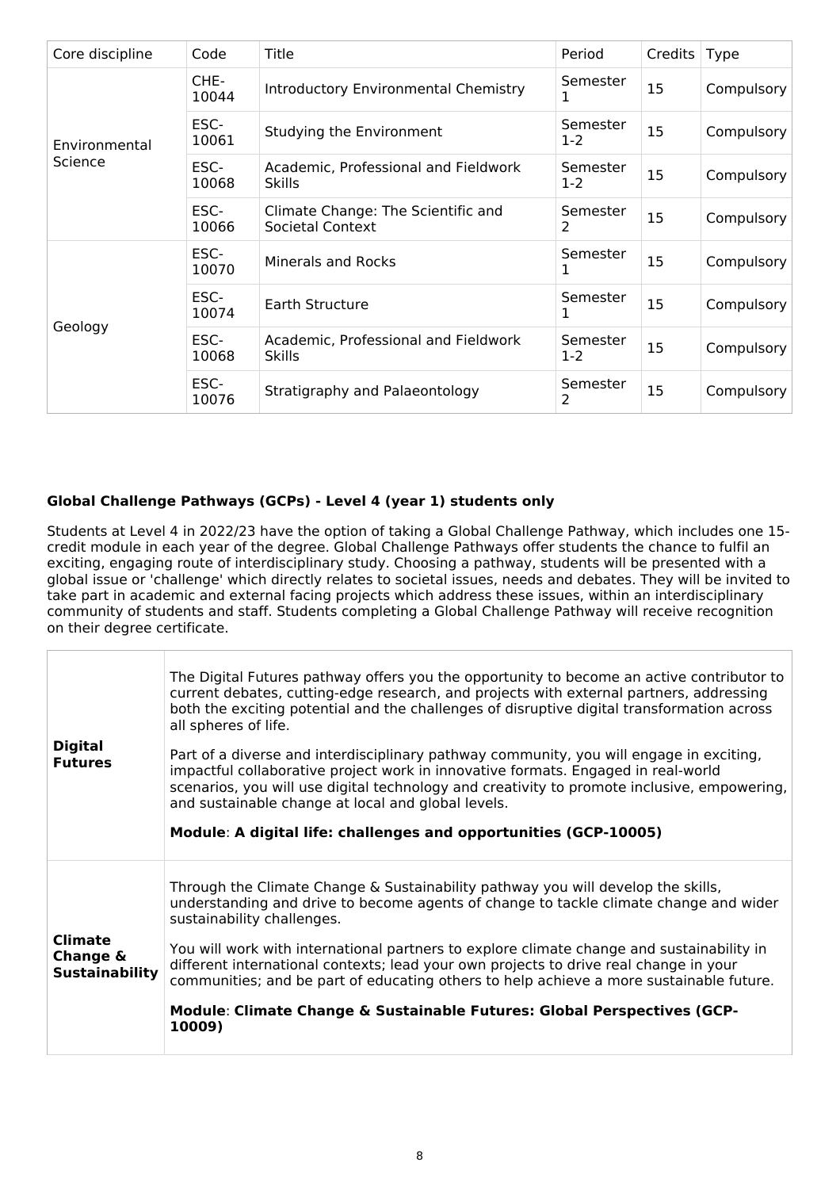| Core discipline | Code | Title | Period | Credits | Type |
| --- | --- | --- | --- | --- | --- |
| Environmental Science | CHE-10044 | Introductory Environmental Chemistry | Semester 1 | 15 | Compulsory |
| | ESC-10061 | Studying the Environment | Semester 1-2 | 15 | Compulsory |
| | ESC-10068 | Academic, Professional and Fieldwork Skills | Semester 1-2 | 15 | Compulsory |
| | ESC-10066 | Climate Change: The Scientific and Societal Context | Semester 2 | 15 | Compulsory |
| Geology | ESC-10070 | Minerals and Rocks | Semester 1 | 15 | Compulsory |
| | ESC-10074 | Earth Structure | Semester 1 | 15 | Compulsory |
| | ESC-10068 | Academic, Professional and Fieldwork Skills | Semester 1-2 | 15 | Compulsory |
| | ESC-10076 | Stratigraphy and Palaeontology | Semester 2 | 15 | Compulsory |

**Global Challenge Pathways (GCPs) - Level 4 (year 1) students only**

Students at Level 4 in 2022/23 have the option of taking a Global Challenge Pathway, which includes one 15-credit module in each year of the degree. Global Challenge Pathways offer students the chance to fulfil an exciting, engaging route of interdisciplinary study. Choosing a pathway, students will be presented with a global issue or 'challenge' which directly relates to societal issues, needs and debates. They will be invited to take part in academic and external facing projects which address these issues, within an interdisciplinary community of students and staff. Students completing a Global Challenge Pathway will receive recognition on their degree certificate.

| | |
| --- | --- |
| **Digital Futures** | The Digital Futures pathway offers you the opportunity to become an active contributor to current debates, cutting-edge research, and projects with external partners, addressing both the exciting potential and the challenges of disruptive digital transformation across all spheres of life.<br><br>Part of a diverse and interdisciplinary pathway community, you will engage in exciting, impactful collaborative project work in innovative formats. Engaged in real-world scenarios, you will use digital technology and creativity to promote inclusive, empowering, and sustainable change at local and global levels.<br><br>**Module**: **A digital life: challenges and opportunities (GCP-10005)** |
| **Climate Change & Sustainability** | Through the Climate Change & Sustainability pathway you will develop the skills, understanding and drive to become agents of change to tackle climate change and wider sustainability challenges.<br><br>You will work with international partners to explore climate change and sustainability in different international contexts; lead your own projects to drive real change in your communities; and be part of educating others to help achieve a more sustainable future.<br><br>**Module**: **Climate Change & Sustainable Futures: Global Perspectives (GCP-10009)** |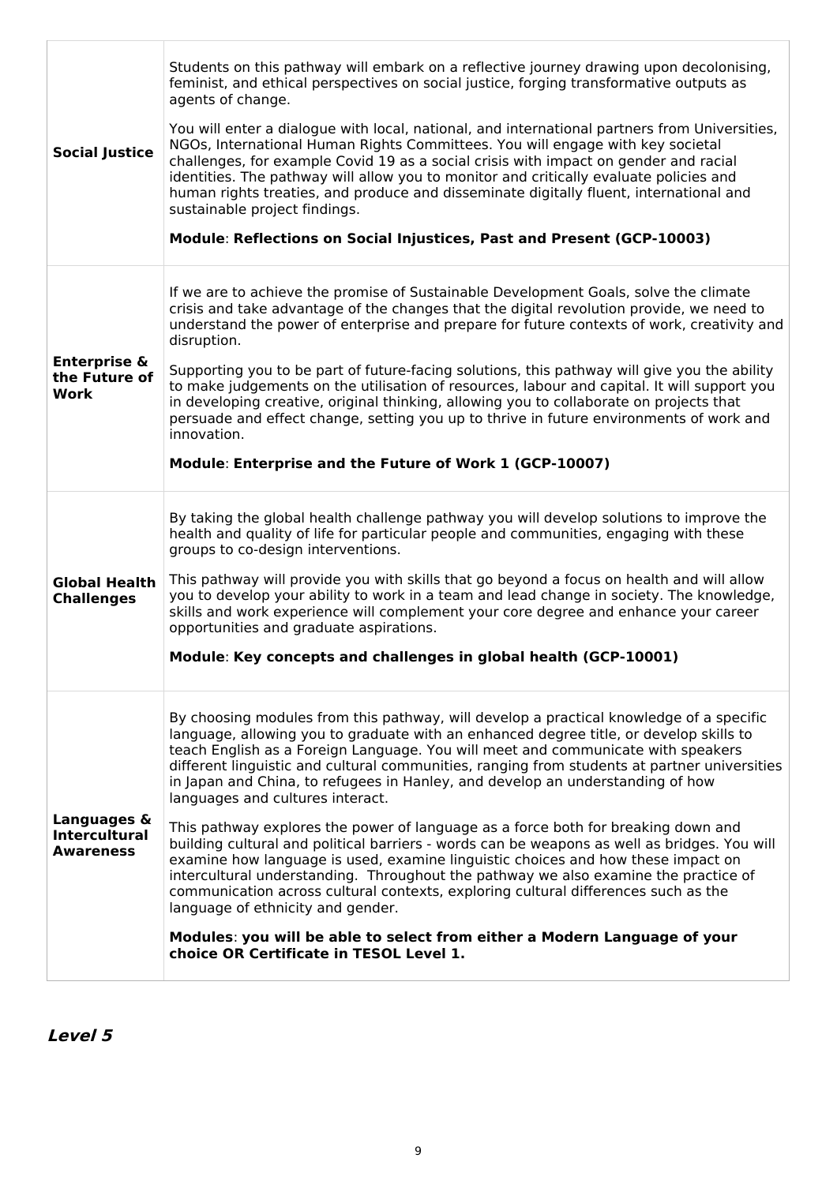| | |
|---|---|
| **Social Justice** | Students on this pathway will embark on a reflective journey drawing upon decolonising, feminist, and ethical perspectives on social justice, forging transformative outputs as agents of change.<br><br>You will enter a dialogue with local, national, and international partners from Universities, NGOs, International Human Rights Committees. You will engage with key societal challenges, for example Covid 19 as a social crisis with impact on gender and racial identities. The pathway will allow you to monitor and critically evaluate policies and human rights treaties, and produce and disseminate digitally fluent, international and sustainable project findings.<br><br>**Module**: **Reflections on Social Injustices, Past and Present (GCP-10003)** |
| **Enterprise & the Future of Work** | If we are to achieve the promise of Sustainable Development Goals, solve the climate crisis and take advantage of the changes that the digital revolution provide, we need to understand the power of enterprise and prepare for future contexts of work, creativity and disruption.<br><br>Supporting you to be part of future-facing solutions, this pathway will give you the ability to make judgements on the utilisation of resources, labour and capital. It will support you in developing creative, original thinking, allowing you to collaborate on projects that persuade and effect change, setting you up to thrive in future environments of work and innovation.<br><br>**Module**: **Enterprise and the Future of Work 1 (GCP-10007)** |
| **Global Health Challenges** | By taking the global health challenge pathway you will develop solutions to improve the health and quality of life for particular people and communities, engaging with these groups to co-design interventions.<br><br>This pathway will provide you with skills that go beyond a focus on health and will allow you to develop your ability to work in a team and lead change in society. The knowledge, skills and work experience will complement your core degree and enhance your career opportunities and graduate aspirations.<br><br>**Module**: **Key concepts and challenges in global health (GCP-10001)** |
| **Languages & Intercultural Awareness** | By choosing modules from this pathway, will develop a practical knowledge of a specific language, allowing you to graduate with an enhanced degree title, or develop skills to teach English as a Foreign Language. You will meet and communicate with speakers different linguistic and cultural communities, ranging from students at partner universities in Japan and China, to refugees in Hanley, and develop an understanding of how languages and cultures interact.<br><br>This pathway explores the power of language as a force both for breaking down and building cultural and political barriers - words can be weapons as well as bridges. You will examine how language is used, examine linguistic choices and how these impact on intercultural understanding. Throughout the pathway we also examine the practice of communication across cultural contexts, exploring cultural differences such as the language of ethnicity and gender.<br><br>**Modules**: **you will be able to select from either a Modern Language of your choice OR Certificate in TESOL Level 1.** |

## ***Level 5***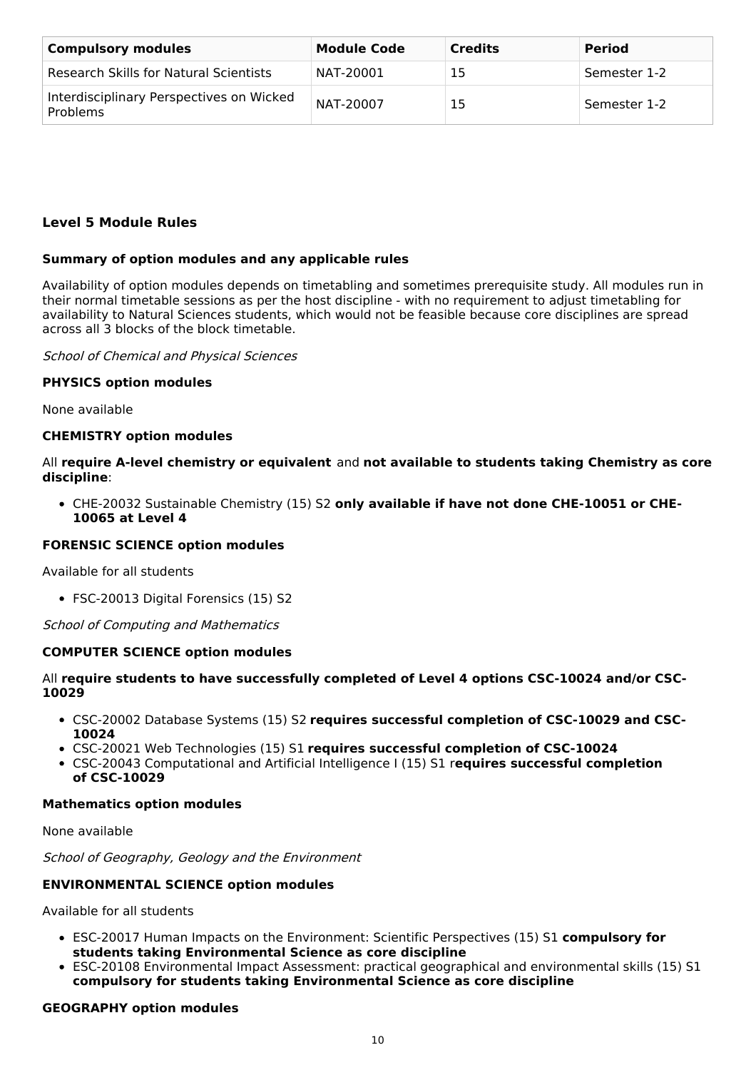| Compulsory modules | Module Code | Credits | Period |
| --- | --- | --- | --- |
| Research Skills for Natural Scientists | NAT-20001 | 15 | Semester 1-2 |
| Interdisciplinary Perspectives on Wicked Problems | NAT-20007 | 15 | Semester 1-2 |

### Level 5 Module Rules

**Summary of option modules and any applicable rules**

Availability of option modules depends on timetabling and sometimes prerequisite study. All modules run in their normal timetable sessions as per the host discipline - with no requirement to adjust timetabling for availability to Natural Sciences students, which would not be feasible because core disciplines are spread across all 3 blocks of the block timetable.

*School of Chemical and Physical Sciences*

**PHYSICS option modules**

None available

**CHEMISTRY option modules**

All **require A-level chemistry or equivalent** and **not available to students taking Chemistry as core discipline**:

- CHE-20032 Sustainable Chemistry (15) S2 **only available if have not done CHE-10051 or CHE-10065 at Level 4**

**FORENSIC SCIENCE option modules**

Available for all students

- FSC-20013 Digital Forensics (15) S2

*School of Computing and Mathematics*

**COMPUTER SCIENCE option modules**

All **require students to have successfully completed of Level 4 options CSC-10024 and/or CSC-10029**

- CSC-20002 Database Systems (15) S2 **requires successful completion of CSC-10029 and CSC-10024**
- CSC-20021 Web Technologies (15) S1 **requires successful completion of CSC-10024**
- CSC-20043 Computational and Artificial Intelligence I (15) S1 r**equires successful completion of CSC-10029**

**Mathematics option modules**

None available

*School of Geography, Geology and the Environment*

**ENVIRONMENTAL SCIENCE option modules**

Available for all students

- ESC-20017 Human Impacts on the Environment: Scientific Perspectives (15) S1 **compulsory for students taking Environmental Science as core discipline**
- ESC-20108 Environmental Impact Assessment: practical geographical and environmental skills (15) S1 **compulsory for students taking Environmental Science as core discipline**

**GEOGRAPHY option modules**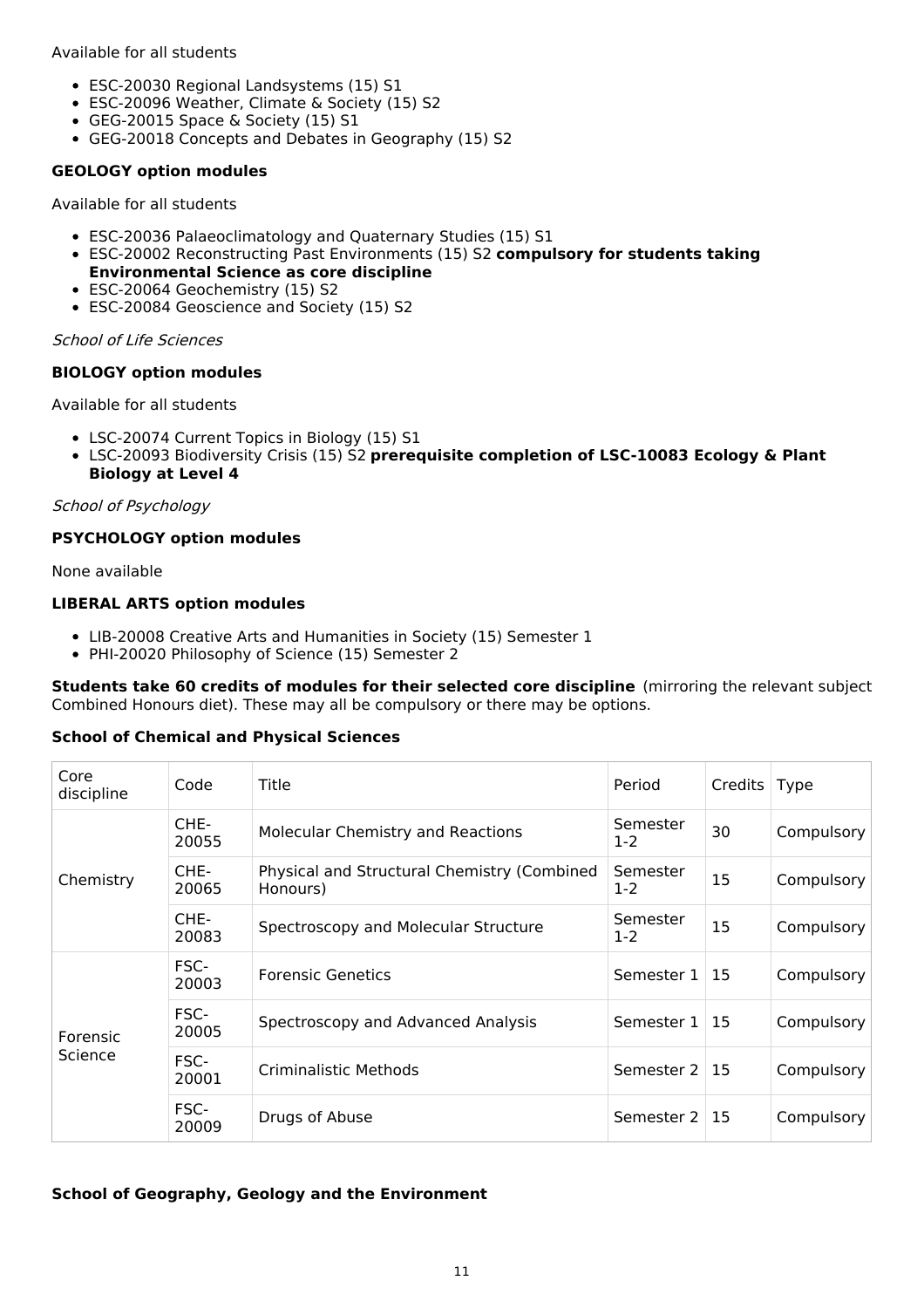Available for all students

- ESC-20030 Regional Landsystems (15) S1
- ESC-20096 Weather, Climate & Society (15) S2
- GEG-20015 Space & Society (15) S1
- GEG-20018 Concepts and Debates in Geography (15) S2

**GEOLOGY option modules**

Available for all students

- ESC-20036 Palaeoclimatology and Quaternary Studies (15) S1
- ESC-20002 Reconstructing Past Environments (15) S2 **compulsory for students taking Environmental Science as core discipline**
- ESC-20064 Geochemistry (15) S2
- ESC-20084 Geoscience and Society (15) S2

*School of Life Sciences*

**BIOLOGY option modules**

Available for all students

- LSC-20074 Current Topics in Biology (15) S1
- LSC-20093 Biodiversity Crisis (15) S2 **prerequisite completion of LSC-10083 Ecology & Plant Biology at Level 4**

*School of Psychology*

**PSYCHOLOGY option modules**

None available

**LIBERAL ARTS option modules**

- LIB-20008 Creative Arts and Humanities in Society (15) Semester 1
- PHI-20020 Philosophy of Science (15) Semester 2

**Students take 60 credits of modules for their selected core discipline** (mirroring the relevant subject Combined Honours diet). These may all be compulsory or there may be options.

**School of Chemical and Physical Sciences**

| Core discipline | Code | Title | Period | Credits | Type |
|---|---|---|---|---|---|
| Chemistry | CHE-20055 | Molecular Chemistry and Reactions | Semester 1-2 | 30 | Compulsory |
| | CHE-20065 | Physical and Structural Chemistry (Combined Honours) | Semester 1-2 | 15 | Compulsory |
| | CHE-20083 | Spectroscopy and Molecular Structure | Semester 1-2 | 15 | Compulsory |
| Forensic Science | FSC-20003 | Forensic Genetics | Semester 1 | 15 | Compulsory |
| | FSC-20005 | Spectroscopy and Advanced Analysis | Semester 1 | 15 | Compulsory |
| | FSC-20001 | Criminalistic Methods | Semester 2 | 15 | Compulsory |
| | FSC-20009 | Drugs of Abuse | Semester 2 | 15 | Compulsory |

**School of Geography, Geology and the Environment**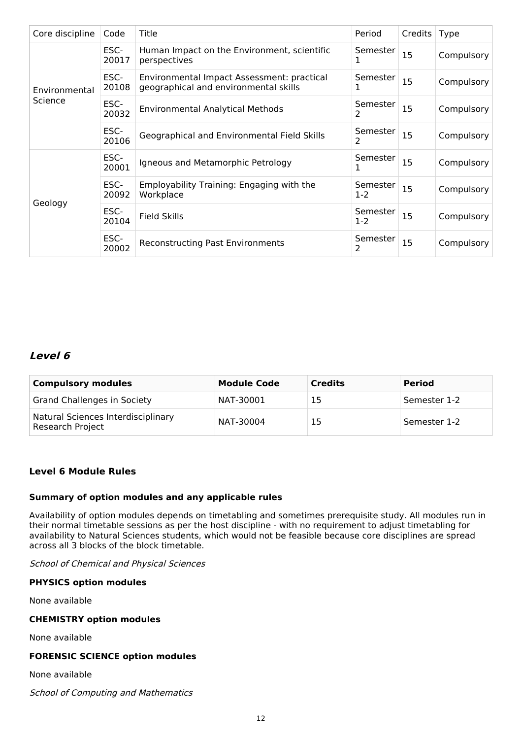| Core discipline | Code | Title | Period | Credits | Type |
| --- | --- | --- | --- | --- | --- |
| Environmental Science | ESC-20017 | Human Impact on the Environment, scientific perspectives | Semester 1 | 15 | Compulsory |
| | ESC-20108 | Environmental Impact Assessment: practical geographical and environmental skills | Semester 1 | 15 | Compulsory |
| | ESC-20032 | Environmental Analytical Methods | Semester 2 | 15 | Compulsory |
| | ESC-20106 | Geographical and Environmental Field Skills | Semester 2 | 15 | Compulsory |
| Geology | ESC-20001 | Igneous and Metamorphic Petrology | Semester 1 | 15 | Compulsory |
| | ESC-20092 | Employability Training: Engaging with the Workplace | Semester 1-2 | 15 | Compulsory |
| | ESC-20104 | Field Skills | Semester 1-2 | 15 | Compulsory |
| | ESC-20002 | Reconstructing Past Environments | Semester 2 | 15 | Compulsory |

## *Level 6*

| Compulsory modules | Module Code | Credits | Period |
| --- | --- | --- | --- |
| Grand Challenges in Society | NAT-30001 | 15 | Semester 1-2 |
| Natural Sciences Interdisciplinary Research Project | NAT-30004 | 15 | Semester 1-2 |

### Level 6 Module Rules

#### Summary of option modules and any applicable rules

Availability of option modules depends on timetabling and sometimes prerequisite study. All modules run in their normal timetable sessions as per the host discipline - with no requirement to adjust timetabling for availability to Natural Sciences students, which would not be feasible because core disciplines are spread across all 3 blocks of the block timetable.

*School of Chemical and Physical Sciences*

**PHYSICS option modules**

None available

**CHEMISTRY option modules**

None available

**FORENSIC SCIENCE option modules**

None available

*School of Computing and Mathematics*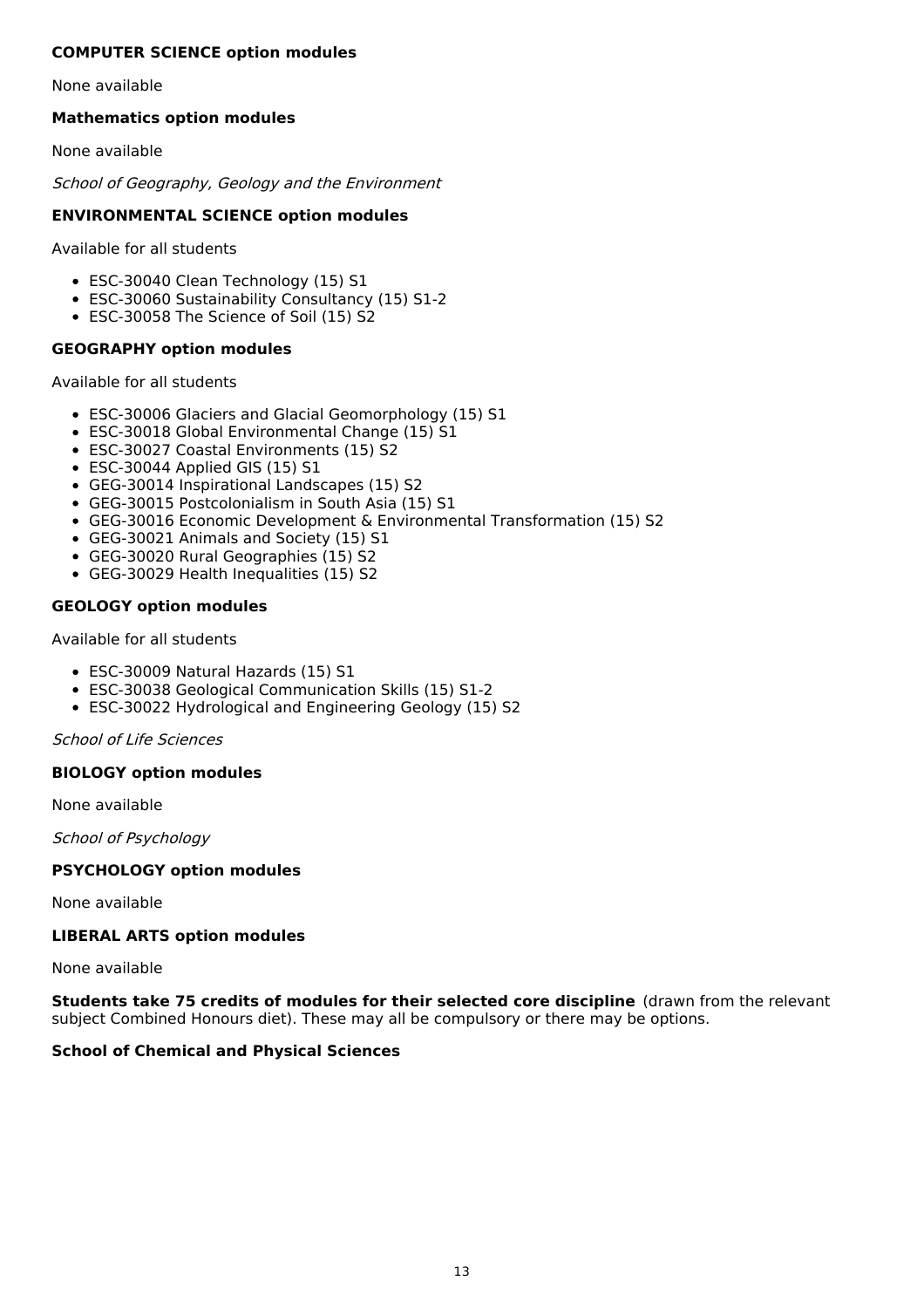**COMPUTER SCIENCE option modules**

None available

**Mathematics option modules**

None available

*School of Geography, Geology and the Environment*

**ENVIRONMENTAL SCIENCE option modules**

Available for all students

- ESC-30040 Clean Technology (15) S1
- ESC-30060 Sustainability Consultancy (15) S1-2
- ESC-30058 The Science of Soil (15) S2

**GEOGRAPHY option modules**

Available for all students

- ESC-30006 Glaciers and Glacial Geomorphology (15) S1
- ESC-30018 Global Environmental Change (15) S1
- ESC-30027 Coastal Environments (15) S2
- ESC-30044 Applied GIS (15) S1
- GEG-30014 Inspirational Landscapes (15) S2
- GEG-30015 Postcolonialism in South Asia (15) S1
- GEG-30016 Economic Development & Environmental Transformation (15) S2
- GEG-30021 Animals and Society (15) S1
- GEG-30020 Rural Geographies (15) S2
- GEG-30029 Health Inequalities (15) S2

**GEOLOGY option modules**

Available for all students

- ESC-30009 Natural Hazards (15) S1
- ESC-30038 Geological Communication Skills (15) S1-2
- ESC-30022 Hydrological and Engineering Geology (15) S2

*School of Life Sciences*

**BIOLOGY option modules**

None available

*School of Psychology*

**PSYCHOLOGY option modules**

None available

**LIBERAL ARTS option modules**

None available

**Students take 75 credits of modules for their selected core discipline** (drawn from the relevant subject Combined Honours diet). These may all be compulsory or there may be options.

**School of Chemical and Physical Sciences**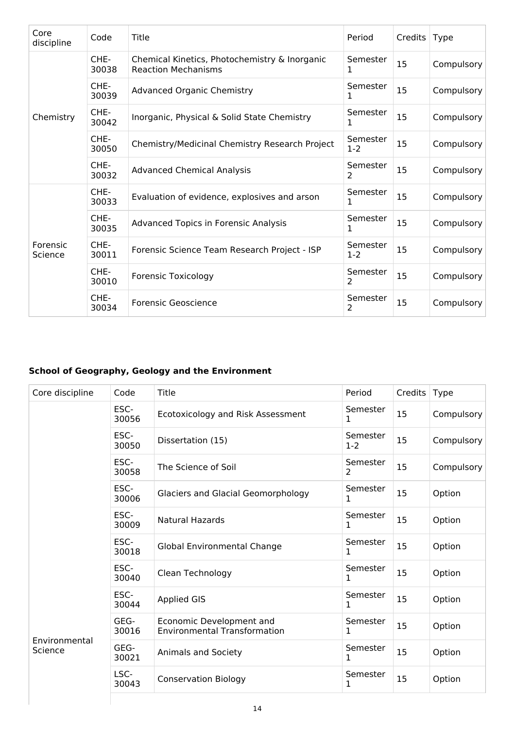| Core discipline | Code | Title | Period | Credits | Type |
|---|---|---|---|---|---|
| Chemistry | CHE-30038 | Chemical Kinetics, Photochemistry & Inorganic Reaction Mechanisms | Semester 1 | 15 | Compulsory |
| | CHE-30039 | Advanced Organic Chemistry | Semester 1 | 15 | Compulsory |
| | CHE-30042 | Inorganic, Physical & Solid State Chemistry | Semester 1 | 15 | Compulsory |
| | CHE-30050 | Chemistry/Medicinal Chemistry Research Project | Semester 1-2 | 15 | Compulsory |
| | CHE-30032 | Advanced Chemical Analysis | Semester 2 | 15 | Compulsory |
| Forensic Science | CHE-30033 | Evaluation of evidence, explosives and arson | Semester 1 | 15 | Compulsory |
| | CHE-30035 | Advanced Topics in Forensic Analysis | Semester 1 | 15 | Compulsory |
| | CHE-30011 | Forensic Science Team Research Project - ISP | Semester 1-2 | 15 | Compulsory |
| | CHE-30010 | Forensic Toxicology | Semester 2 | 15 | Compulsory |
| | CHE-30034 | Forensic Geoscience | Semester 2 | 15 | Compulsory |

**School of Geography, Geology and the Environment**

| Core discipline | Code | Title | Period | Credits | Type |
|---|---|---|---|---|---|
| Environmental Science | ESC-30056 | Ecotoxicology and Risk Assessment | Semester 1 | 15 | Compulsory |
| | ESC-30050 | Dissertation (15) | Semester 1-2 | 15 | Compulsory |
| | ESC-30058 | The Science of Soil | Semester 2 | 15 | Compulsory |
| | ESC-30006 | Glaciers and Glacial Geomorphology | Semester 1 | 15 | Option |
| | ESC-30009 | Natural Hazards | Semester 1 | 15 | Option |
| | ESC-30018 | Global Environmental Change | Semester 1 | 15 | Option |
| | ESC-30040 | Clean Technology | Semester 1 | 15 | Option |
| | ESC-30044 | Applied GIS | Semester 1 | 15 | Option |
| | GEG-30016 | Economic Development and Environmental Transformation | Semester 1 | 15 | Option |
| | GEG-30021 | Animals and Society | Semester 1 | 15 | Option |
| | LSC-30043 | Conservation Biology | Semester 1 | 15 | Option |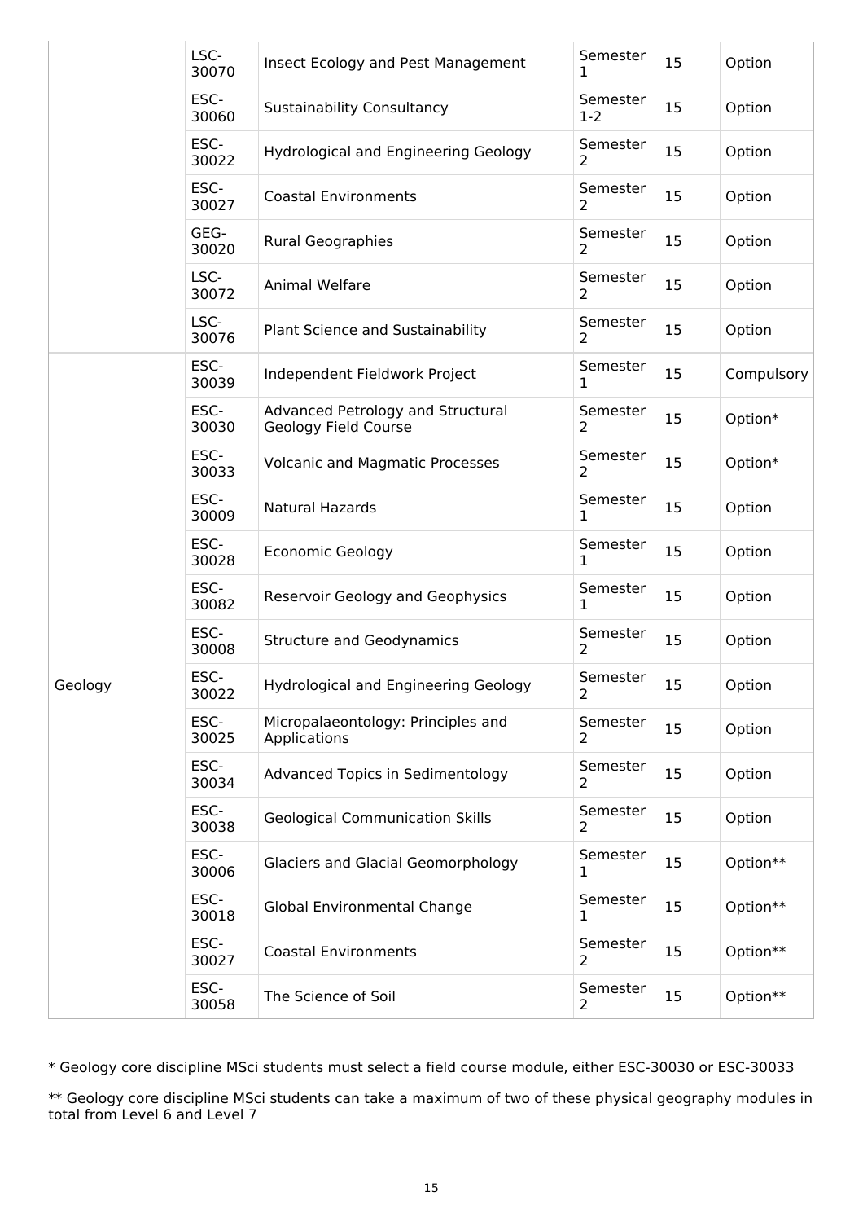| | | | | | |
|---|---|---|---|---|---|
| | LSC-30070 | Insect Ecology and Pest Management | Semester 1 | 15 | Option |
| | ESC-30060 | Sustainability Consultancy | Semester 1-2 | 15 | Option |
| | ESC-30022 | Hydrological and Engineering Geology | Semester 2 | 15 | Option |
| | ESC-30027 | Coastal Environments | Semester 2 | 15 | Option |
| | GEG-30020 | Rural Geographies | Semester 2 | 15 | Option |
| | LSC-30072 | Animal Welfare | Semester 2 | 15 | Option |
| | LSC-30076 | Plant Science and Sustainability | Semester 2 | 15 | Option |
| Geology | ESC-30039 | Independent Fieldwork Project | Semester 1 | 15 | Compulsory |
| | ESC-30030 | Advanced Petrology and Structural Geology Field Course | Semester 2 | 15 | Option* |
| | ESC-30033 | Volcanic and Magmatic Processes | Semester 2 | 15 | Option* |
| | ESC-30009 | Natural Hazards | Semester 1 | 15 | Option |
| | ESC-30028 | Economic Geology | Semester 1 | 15 | Option |
| | ESC-30082 | Reservoir Geology and Geophysics | Semester 1 | 15 | Option |
| | ESC-30008 | Structure and Geodynamics | Semester 2 | 15 | Option |
| | ESC-30022 | Hydrological and Engineering Geology | Semester 2 | 15 | Option |
| | ESC-30025 | Micropalaeontology: Principles and Applications | Semester 2 | 15 | Option |
| | ESC-30034 | Advanced Topics in Sedimentology | Semester 2 | 15 | Option |
| | ESC-30038 | Geological Communication Skills | Semester 2 | 15 | Option |
| | ESC-30006 | Glaciers and Glacial Geomorphology | Semester 1 | 15 | Option** |
| | ESC-30018 | Global Environmental Change | Semester 1 | 15 | Option** |
| | ESC-30027 | Coastal Environments | Semester 2 | 15 | Option** |
| | ESC-30058 | The Science of Soil | Semester 2 | 15 | Option** |

* Geology core discipline MSci students must select a field course module, either ESC-30030 or ESC-30033

** Geology core discipline MSci students can take a maximum of two of these physical geography modules in total from Level 6 and Level 7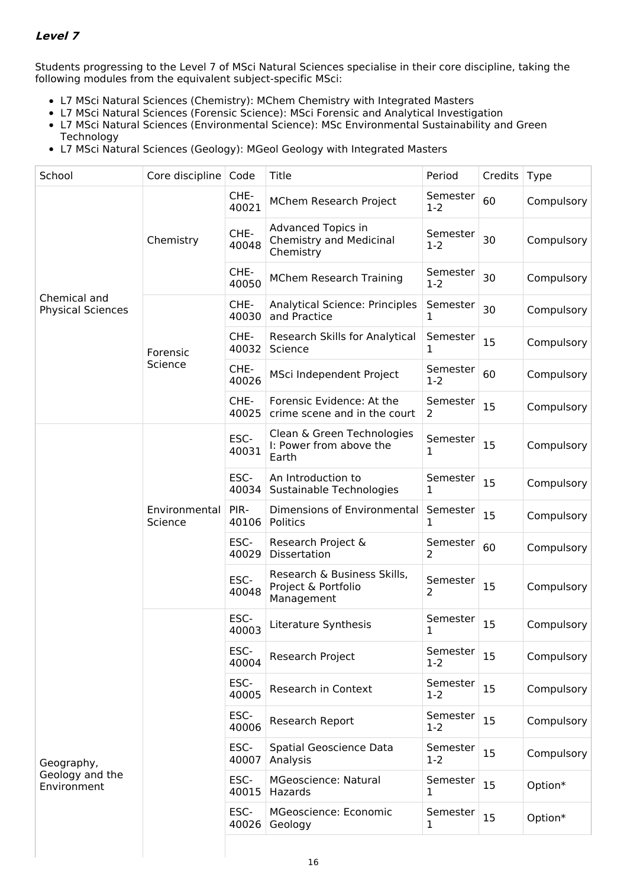***Level 7***

Students progressing to the Level 7 of MSci Natural Sciences specialise in their core discipline, taking the following modules from the equivalent subject-specific MSci:

- L7 MSci Natural Sciences (Chemistry): MChem Chemistry with Integrated Masters
- L7 MSci Natural Sciences (Forensic Science): MSci Forensic and Analytical Investigation
- L7 MSci Natural Sciences (Environmental Science): MSc Environmental Sustainability and Green Technology
- L7 MSci Natural Sciences (Geology): MGeol Geology with Integrated Masters

| School | Core discipline | Code | Title | Period | Credits | Type |
|---|---|---|---|---|---|---|
| Chemical and Physical Sciences | Chemistry | CHE-40021 | MChem Research Project | Semester 1-2 | 60 | Compulsory |
| | | CHE-40048 | Advanced Topics in Chemistry and Medicinal Chemistry | Semester 1-2 | 30 | Compulsory |
| | | CHE-40050 | MChem Research Training | Semester 1-2 | 30 | Compulsory |
| | Forensic Science | CHE-40030 | Analytical Science: Principles and Practice | Semester 1 | 30 | Compulsory |
| | | CHE-40032 | Research Skills for Analytical Science | Semester 1 | 15 | Compulsory |
| | | CHE-40026 | MSci Independent Project | Semester 1-2 | 60 | Compulsory |
| | | CHE-40025 | Forensic Evidence: At the crime scene and in the court | Semester 2 | 15 | Compulsory |
| Geography, Geology and the Environment | Environmental Science | ESC-40031 | Clean & Green Technologies I: Power from above the Earth | Semester 1 | 15 | Compulsory |
| | | ESC-40034 | An Introduction to Sustainable Technologies | Semester 1 | 15 | Compulsory |
| | | PIR-40106 | Dimensions of Environmental Politics | Semester 1 | 15 | Compulsory |
| | | ESC-40029 | Research Project & Dissertation | Semester 2 | 60 | Compulsory |
| | | ESC-40048 | Research & Business Skills, Project & Portfolio Management | Semester 2 | 15 | Compulsory |
| | | ESC-40003 | Literature Synthesis | Semester 1 | 15 | Compulsory |
| | | ESC-40004 | Research Project | Semester 1-2 | 15 | Compulsory |
| | | ESC-40005 | Research in Context | Semester 1-2 | 15 | Compulsory |
| | | ESC-40006 | Research Report | Semester 1-2 | 15 | Compulsory |
| | | ESC-40007 | Spatial Geoscience Data Analysis | Semester 1-2 | 15 | Compulsory |
| | | ESC-40015 | MGeoscience: Natural Hazards | Semester 1 | 15 | Option* |
| | | ESC-40026 | MGeoscience: Economic Geology | Semester 1 | 15 | Option* |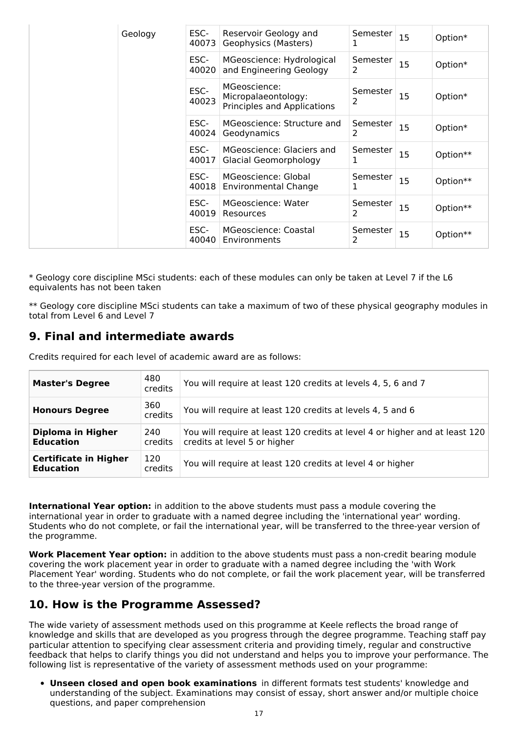| | Geology | ESC-40073 | Reservoir Geology and Geophysics (Masters) | Semester 1 | 15 | Option* |
|---|---|---|---|---|---|---|
| | | ESC-40020 | MGeoscience: Hydrological and Engineering Geology | Semester 2 | 15 | Option* |
| | | ESC-40023 | MGeoscience: Micropalaeontology: Principles and Applications | Semester 2 | 15 | Option* |
| | | ESC-40024 | MGeoscience: Structure and Geodynamics | Semester 2 | 15 | Option* |
| | | ESC-40017 | MGeoscience: Glaciers and Glacial Geomorphology | Semester 1 | 15 | Option** |
| | | ESC-40018 | MGeoscience: Global Environmental Change | Semester 1 | 15 | Option** |
| | | ESC-40019 | MGeoscience: Water Resources | Semester 2 | 15 | Option** |
| | | ESC-40040 | MGeoscience: Coastal Environments | Semester 2 | 15 | Option** |

* Geology core discipline MSci students: each of these modules can only be taken at Level 7 if the L6 equivalents has not been taken

** Geology core discipline MSci students can take a maximum of two of these physical geography modules in total from Level 6 and Level 7

## 9. Final and intermediate awards

Credits required for each level of academic award are as follows:

| | | |
|---|---|---|
| **Master's Degree** | 480 credits | You will require at least 120 credits at levels 4, 5, 6 and 7 |
| **Honours Degree** | 360 credits | You will require at least 120 credits at levels 4, 5 and 6 |
| **Diploma in Higher Education** | 240 credits | You will require at least 120 credits at level 4 or higher and at least 120 credits at level 5 or higher |
| **Certificate in Higher Education** | 120 credits | You will require at least 120 credits at level 4 or higher |

**International Year option:** in addition to the above students must pass a module covering the international year in order to graduate with a named degree including the 'international year' wording. Students who do not complete, or fail the international year, will be transferred to the three-year version of the programme.

**Work Placement Year option:** in addition to the above students must pass a non-credit bearing module covering the work placement year in order to graduate with a named degree including the 'with Work Placement Year' wording. Students who do not complete, or fail the work placement year, will be transferred to the three-year version of the programme.

## 10. How is the Programme Assessed?

The wide variety of assessment methods used on this programme at Keele reflects the broad range of knowledge and skills that are developed as you progress through the degree programme. Teaching staff pay particular attention to specifying clear assessment criteria and providing timely, regular and constructive feedback that helps to clarify things you did not understand and helps you to improve your performance. The following list is representative of the variety of assessment methods used on your programme:

- **Unseen closed and open book examinations** in different formats test students' knowledge and understanding of the subject. Examinations may consist of essay, short answer and/or multiple choice questions, and paper comprehension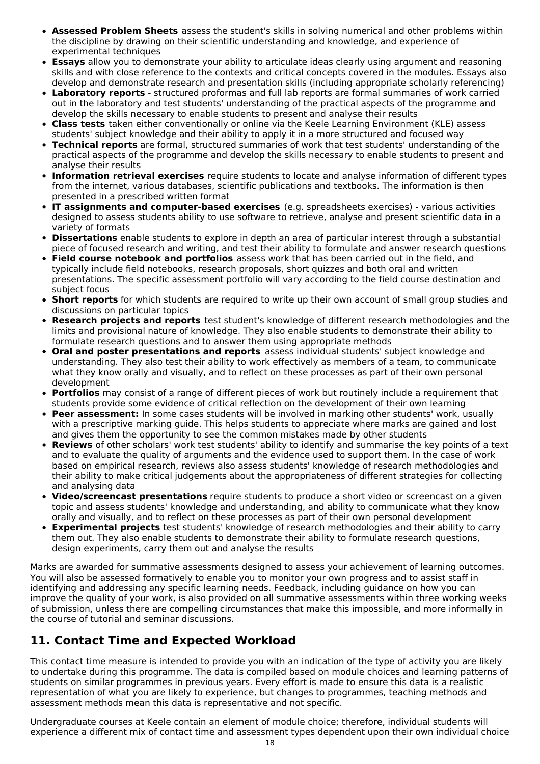- **Assessed Problem Sheets** assess the student's skills in solving numerical and other problems within the discipline by drawing on their scientific understanding and knowledge, and experience of experimental techniques
- **Essays** allow you to demonstrate your ability to articulate ideas clearly using argument and reasoning skills and with close reference to the contexts and critical concepts covered in the modules. Essays also develop and demonstrate research and presentation skills (including appropriate scholarly referencing)
- **Laboratory reports** - structured proformas and full lab reports are formal summaries of work carried out in the laboratory and test students' understanding of the practical aspects of the programme and develop the skills necessary to enable students to present and analyse their results
- **Class tests** taken either conventionally or online via the Keele Learning Environment (KLE) assess students' subject knowledge and their ability to apply it in a more structured and focused way
- **Technical reports** are formal, structured summaries of work that test students' understanding of the practical aspects of the programme and develop the skills necessary to enable students to present and analyse their results
- **Information retrieval exercises** require students to locate and analyse information of different types from the internet, various databases, scientific publications and textbooks. The information is then presented in a prescribed written format
- **IT assignments and computer-based exercises** (e.g. spreadsheets exercises) - various activities designed to assess students ability to use software to retrieve, analyse and present scientific data in a variety of formats
- **Dissertations** enable students to explore in depth an area of particular interest through a substantial piece of focused research and writing, and test their ability to formulate and answer research questions
- **Field course notebook and portfolios** assess work that has been carried out in the field, and typically include field notebooks, research proposals, short quizzes and both oral and written presentations. The specific assessment portfolio will vary according to the field course destination and subject focus
- **Short reports** for which students are required to write up their own account of small group studies and discussions on particular topics
- **Research projects and reports** test student's knowledge of different research methodologies and the limits and provisional nature of knowledge. They also enable students to demonstrate their ability to formulate research questions and to answer them using appropriate methods
- **Oral and poster presentations and reports** assess individual students' subject knowledge and understanding. They also test their ability to work effectively as members of a team, to communicate what they know orally and visually, and to reflect on these processes as part of their own personal development
- **Portfolios** may consist of a range of different pieces of work but routinely include a requirement that students provide some evidence of critical reflection on the development of their own learning
- **Peer assessment:** In some cases students will be involved in marking other students' work, usually with a prescriptive marking guide. This helps students to appreciate where marks are gained and lost and gives them the opportunity to see the common mistakes made by other students
- **Reviews** of other scholars' work test students' ability to identify and summarise the key points of a text and to evaluate the quality of arguments and the evidence used to support them. In the case of work based on empirical research, reviews also assess students' knowledge of research methodologies and their ability to make critical judgements about the appropriateness of different strategies for collecting and analysing data
- **Video/screencast presentations** require students to produce a short video or screencast on a given topic and assess students' knowledge and understanding, and ability to communicate what they know orally and visually, and to reflect on these processes as part of their own personal development
- **Experimental projects** test students' knowledge of research methodologies and their ability to carry them out. They also enable students to demonstrate their ability to formulate research questions, design experiments, carry them out and analyse the results

Marks are awarded for summative assessments designed to assess your achievement of learning outcomes. You will also be assessed formatively to enable you to monitor your own progress and to assist staff in identifying and addressing any specific learning needs. Feedback, including guidance on how you can improve the quality of your work, is also provided on all summative assessments within three working weeks of submission, unless there are compelling circumstances that make this impossible, and more informally in the course of tutorial and seminar discussions.

## 11. Contact Time and Expected Workload

This contact time measure is intended to provide you with an indication of the type of activity you are likely to undertake during this programme. The data is compiled based on module choices and learning patterns of students on similar programmes in previous years. Every effort is made to ensure this data is a realistic representation of what you are likely to experience, but changes to programmes, teaching methods and assessment methods mean this data is representative and not specific.

Undergraduate courses at Keele contain an element of module choice; therefore, individual students will experience a different mix of contact time and assessment types dependent upon their own individual choice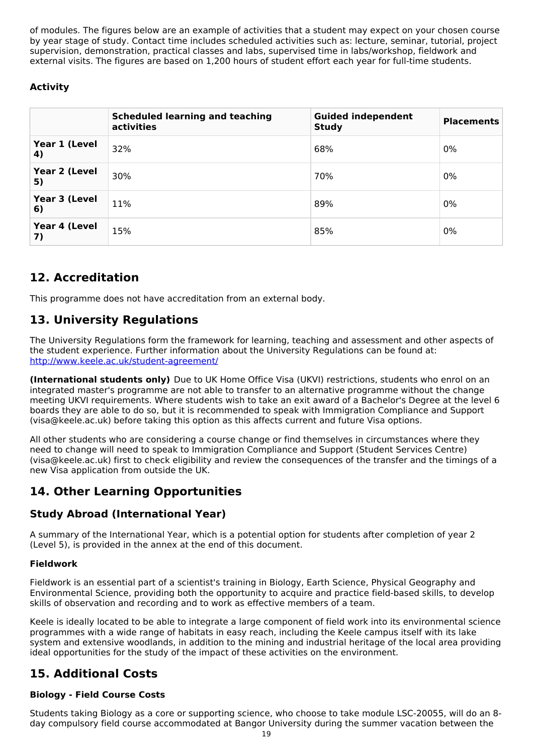of modules. The figures below are an example of activities that a student may expect on your chosen course by year stage of study. Contact time includes scheduled activities such as: lecture, seminar, tutorial, project supervision, demonstration, practical classes and labs, supervised time in labs/workshop, fieldwork and external visits. The figures are based on 1,200 hours of student effort each year for full-time students.

**Activity**

| | Scheduled learning and teaching activities | Guided independent Study | Placements |
|---|---|---|---|
| **Year 1 (Level 4)** | 32% | 68% | 0% |
| **Year 2 (Level 5)** | 30% | 70% | 0% |
| **Year 3 (Level 6)** | 11% | 89% | 0% |
| **Year 4 (Level 7)** | 15% | 85% | 0% |

## 12. Accreditation

This programme does not have accreditation from an external body.

## 13. University Regulations

The University Regulations form the framework for learning, teaching and assessment and other aspects of the student experience. Further information about the University Regulations can be found at: http://www.keele.ac.uk/student-agreement/

**(International students only)** Due to UK Home Office Visa (UKVI) restrictions, students who enrol on an integrated master's programme are not able to transfer to an alternative programme without the change meeting UKVI requirements. Where students wish to take an exit award of a Bachelor's Degree at the level 6 boards they are able to do so, but it is recommended to speak with Immigration Compliance and Support (visa@keele.ac.uk) before taking this option as this affects current and future Visa options.

All other students who are considering a course change or find themselves in circumstances where they need to change will need to speak to Immigration Compliance and Support (Student Services Centre) (visa@keele.ac.uk) first to check eligibility and review the consequences of the transfer and the timings of a new Visa application from outside the UK.

## 14. Other Learning Opportunities

### Study Abroad (International Year)

A summary of the International Year, which is a potential option for students after completion of year 2 (Level 5), is provided in the annex at the end of this document.

#### Fieldwork

Fieldwork is an essential part of a scientist's training in Biology, Earth Science, Physical Geography and Environmental Science, providing both the opportunity to acquire and practice field-based skills, to develop skills of observation and recording and to work as effective members of a team.

Keele is ideally located to be able to integrate a large component of field work into its environmental science programmes with a wide range of habitats in easy reach, including the Keele campus itself with its lake system and extensive woodlands, in addition to the mining and industrial heritage of the local area providing ideal opportunities for the study of the impact of these activities on the environment.

## 15. Additional Costs

#### Biology - Field Course Costs

Students taking Biology as a core or supporting science, who choose to take module LSC-20055, will do an 8-day compulsory field course accommodated at Bangor University during the summer vacation between the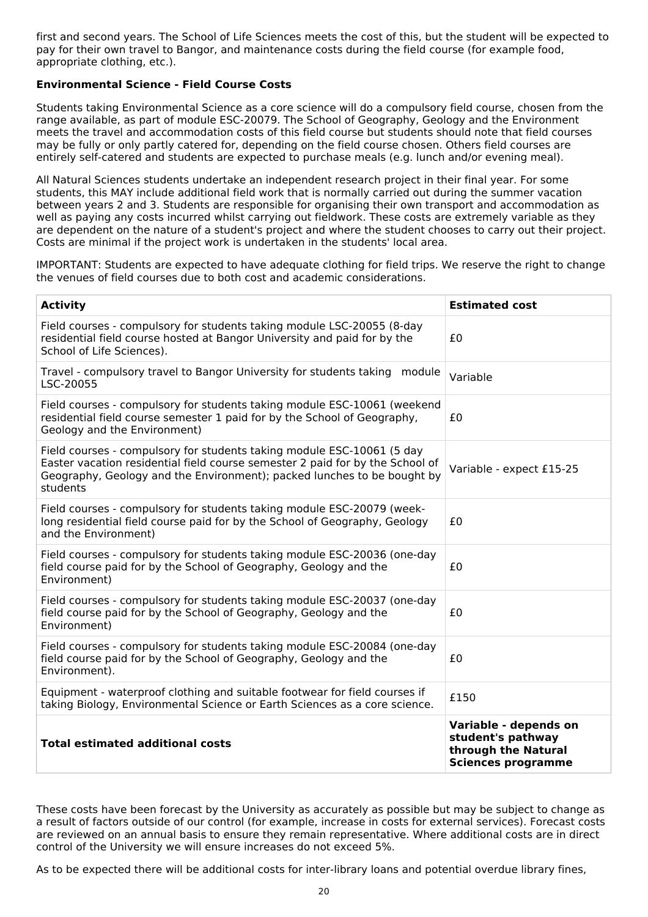first and second years. The School of Life Sciences meets the cost of this, but the student will be expected to pay for their own travel to Bangor, and maintenance costs during the field course (for example food, appropriate clothing, etc.).

**Environmental Science - Field Course Costs**

Students taking Environmental Science as a core science will do a compulsory field course, chosen from the range available, as part of module ESC-20079. The School of Geography, Geology and the Environment meets the travel and accommodation costs of this field course but students should note that field courses may be fully or only partly catered for, depending on the field course chosen. Others field courses are entirely self-catered and students are expected to purchase meals (e.g. lunch and/or evening meal).

All Natural Sciences students undertake an independent research project in their final year. For some students, this MAY include additional field work that is normally carried out during the summer vacation between years 2 and 3. Students are responsible for organising their own transport and accommodation as well as paying any costs incurred whilst carrying out fieldwork. These costs are extremely variable as they are dependent on the nature of a student's project and where the student chooses to carry out their project. Costs are minimal if the project work is undertaken in the students' local area.

IMPORTANT: Students are expected to have adequate clothing for field trips. We reserve the right to change the venues of field courses due to both cost and academic considerations.

| Activity | Estimated cost |
|---|---|
| Field courses - compulsory for students taking module LSC-20055 (8-day residential field course hosted at Bangor University and paid for by the School of Life Sciences). | £0 |
| Travel - compulsory travel to Bangor University for students taking module LSC-20055 | Variable |
| Field courses - compulsory for students taking module ESC-10061 (weekend residential field course semester 1 paid for by the School of Geography, Geology and the Environment) | £0 |
| Field courses - compulsory for students taking module ESC-10061 (5 day Easter vacation residential field course semester 2 paid for by the School of Geography, Geology and the Environment); packed lunches to be bought by students | Variable - expect £15-25 |
| Field courses - compulsory for students taking module ESC-20079 (week-long residential field course paid for by the School of Geography, Geology and the Environment) | £0 |
| Field courses - compulsory for students taking module ESC-20036 (one-day field course paid for by the School of Geography, Geology and the Environment) | £0 |
| Field courses - compulsory for students taking module ESC-20037 (one-day field course paid for by the School of Geography, Geology and the Environment) | £0 |
| Field courses - compulsory for students taking module ESC-20084 (one-day field course paid for by the School of Geography, Geology and the Environment). | £0 |
| Equipment - waterproof clothing and suitable footwear for field courses if taking Biology, Environmental Science or Earth Sciences as a core science. | £150 |
| **Total estimated additional costs** | **Variable - depends on student's pathway through the Natural Sciences programme** |

These costs have been forecast by the University as accurately as possible but may be subject to change as a result of factors outside of our control (for example, increase in costs for external services). Forecast costs are reviewed on an annual basis to ensure they remain representative. Where additional costs are in direct control of the University we will ensure increases do not exceed 5%.

As to be expected there will be additional costs for inter-library loans and potential overdue library fines,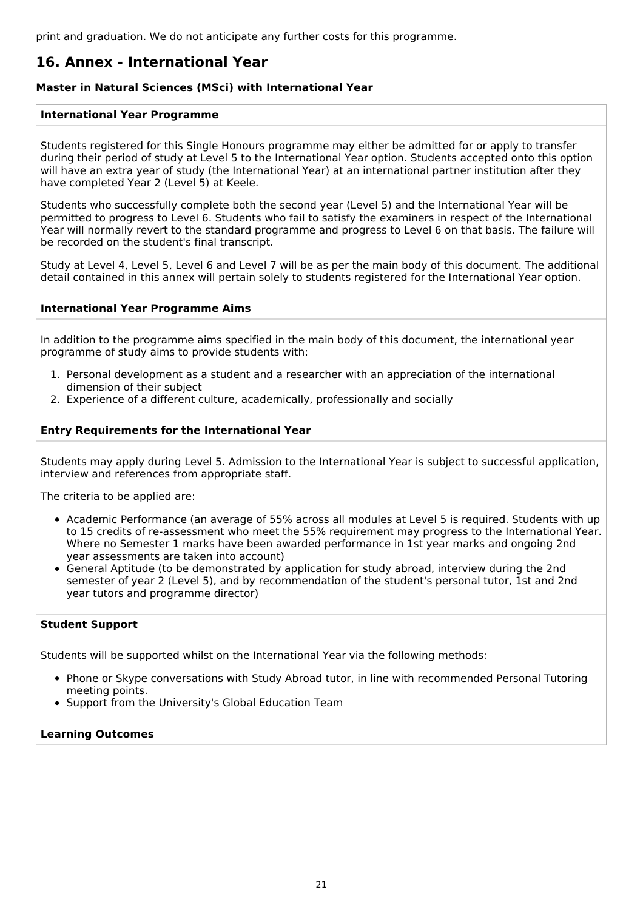print and graduation. We do not anticipate any further costs for this programme.

## 16. Annex - International Year

### Master in Natural Sciences (MSci) with International Year

#### International Year Programme

Students registered for this Single Honours programme may either be admitted for or apply to transfer during their period of study at Level 5 to the International Year option. Students accepted onto this option will have an extra year of study (the International Year) at an international partner institution after they have completed Year 2 (Level 5) at Keele.

Students who successfully complete both the second year (Level 5) and the International Year will be permitted to progress to Level 6. Students who fail to satisfy the examiners in respect of the International Year will normally revert to the standard programme and progress to Level 6 on that basis. The failure will be recorded on the student's final transcript.

Study at Level 4, Level 5, Level 6 and Level 7 will be as per the main body of this document. The additional detail contained in this annex will pertain solely to students registered for the International Year option.

#### International Year Programme Aims

In addition to the programme aims specified in the main body of this document, the international year programme of study aims to provide students with:

1. Personal development as a student and a researcher with an appreciation of the international dimension of their subject
2. Experience of a different culture, academically, professionally and socially

#### Entry Requirements for the International Year

Students may apply during Level 5. Admission to the International Year is subject to successful application, interview and references from appropriate staff.

The criteria to be applied are:

- Academic Performance (an average of 55% across all modules at Level 5 is required. Students with up to 15 credits of re-assessment who meet the 55% requirement may progress to the International Year. Where no Semester 1 marks have been awarded performance in 1st year marks and ongoing 2nd year assessments are taken into account)
- General Aptitude (to be demonstrated by application for study abroad, interview during the 2nd semester of year 2 (Level 5), and by recommendation of the student's personal tutor, 1st and 2nd year tutors and programme director)

#### Student Support

Students will be supported whilst on the International Year via the following methods:

- Phone or Skype conversations with Study Abroad tutor, in line with recommended Personal Tutoring meeting points.
- Support from the University's Global Education Team

#### Learning Outcomes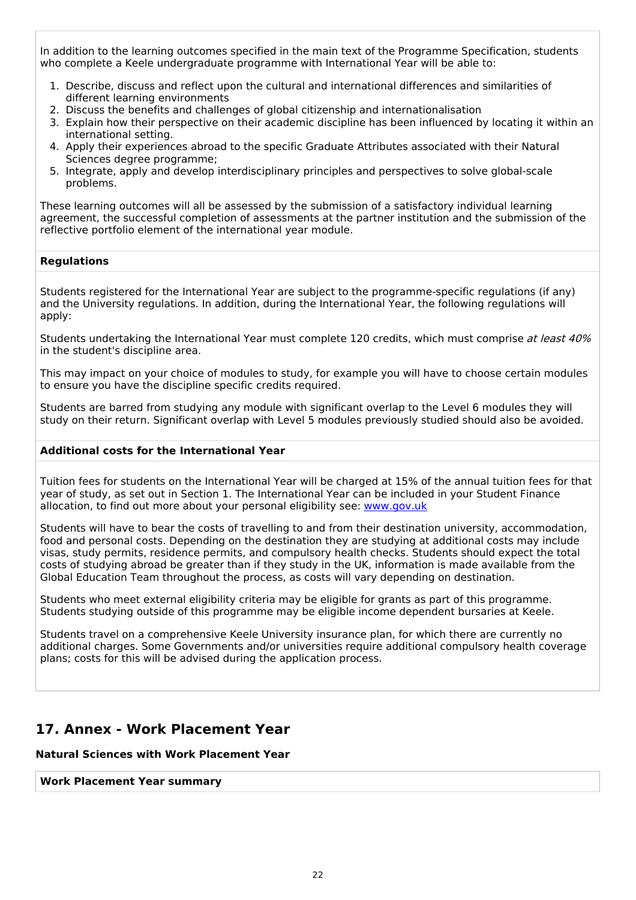In addition to the learning outcomes specified in the main text of the Programme Specification, students who complete a Keele undergraduate programme with International Year will be able to:

1. Describe, discuss and reflect upon the cultural and international differences and similarities of different learning environments
2. Discuss the benefits and challenges of global citizenship and internationalisation
3. Explain how their perspective on their academic discipline has been influenced by locating it within an international setting.
4. Apply their experiences abroad to the specific Graduate Attributes associated with their Natural Sciences degree programme;
5. Integrate, apply and develop interdisciplinary principles and perspectives to solve global-scale problems.

These learning outcomes will all be assessed by the submission of a satisfactory individual learning agreement, the successful completion of assessments at the partner institution and the submission of the reflective portfolio element of the international year module.

**Regulations**

Students registered for the International Year are subject to the programme-specific regulations (if any) and the University regulations. In addition, during the International Year, the following regulations will apply:

Students undertaking the International Year must complete 120 credits, which must comprise *at least 40%* in the student's discipline area.

This may impact on your choice of modules to study, for example you will have to choose certain modules to ensure you have the discipline specific credits required.

Students are barred from studying any module with significant overlap to the Level 6 modules they will study on their return. Significant overlap with Level 5 modules previously studied should also be avoided.

**Additional costs for the International Year**

Tuition fees for students on the International Year will be charged at 15% of the annual tuition fees for that year of study, as set out in Section 1. The International Year can be included in your Student Finance allocation, to find out more about your personal eligibility see: [www.gov.uk](www.gov.uk)

Students will have to bear the costs of travelling to and from their destination university, accommodation, food and personal costs. Depending on the destination they are studying at additional costs may include visas, study permits, residence permits, and compulsory health checks. Students should expect the total costs of studying abroad be greater than if they study in the UK, information is made available from the Global Education Team throughout the process, as costs will vary depending on destination.

Students who meet external eligibility criteria may be eligible for grants as part of this programme. Students studying outside of this programme may be eligible income dependent bursaries at Keele.

Students travel on a comprehensive Keele University insurance plan, for which there are currently no additional charges. Some Governments and/or universities require additional compulsory health coverage plans; costs for this will be advised during the application process.

## 17. Annex - Work Placement Year

**Natural Sciences with Work Placement Year**

**Work Placement Year summary**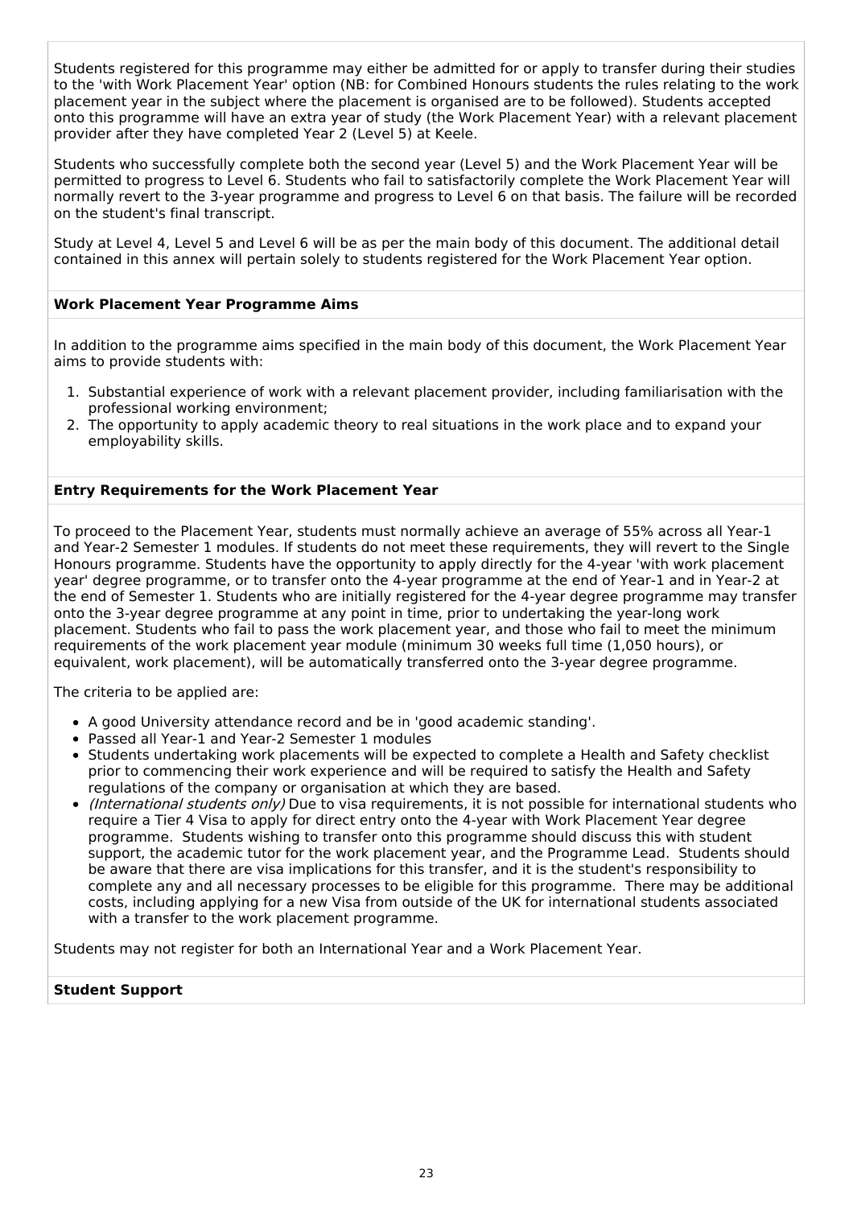Students registered for this programme may either be admitted for or apply to transfer during their studies to the 'with Work Placement Year' option (NB: for Combined Honours students the rules relating to the work placement year in the subject where the placement is organised are to be followed). Students accepted onto this programme will have an extra year of study (the Work Placement Year) with a relevant placement provider after they have completed Year 2 (Level 5) at Keele.

Students who successfully complete both the second year (Level 5) and the Work Placement Year will be permitted to progress to Level 6. Students who fail to satisfactorily complete the Work Placement Year will normally revert to the 3-year programme and progress to Level 6 on that basis. The failure will be recorded on the student's final transcript.

Study at Level 4, Level 5 and Level 6 will be as per the main body of this document. The additional detail contained in this annex will pertain solely to students registered for the Work Placement Year option.

**Work Placement Year Programme Aims**

In addition to the programme aims specified in the main body of this document, the Work Placement Year aims to provide students with:

1. Substantial experience of work with a relevant placement provider, including familiarisation with the professional working environment;
2. The opportunity to apply academic theory to real situations in the work place and to expand your employability skills.

**Entry Requirements for the Work Placement Year**

To proceed to the Placement Year, students must normally achieve an average of 55% across all Year-1 and Year-2 Semester 1 modules. If students do not meet these requirements, they will revert to the Single Honours programme. Students have the opportunity to apply directly for the 4-year 'with work placement year' degree programme, or to transfer onto the 4-year programme at the end of Year-1 and in Year-2 at the end of Semester 1. Students who are initially registered for the 4-year degree programme may transfer onto the 3-year degree programme at any point in time, prior to undertaking the year-long work placement. Students who fail to pass the work placement year, and those who fail to meet the minimum requirements of the work placement year module (minimum 30 weeks full time (1,050 hours), or equivalent, work placement), will be automatically transferred onto the 3-year degree programme.

The criteria to be applied are:

- A good University attendance record and be in 'good academic standing'.
- Passed all Year-1 and Year-2 Semester 1 modules
- Students undertaking work placements will be expected to complete a Health and Safety checklist prior to commencing their work experience and will be required to satisfy the Health and Safety regulations of the company or organisation at which they are based.
- *(International students only)* Due to visa requirements, it is not possible for international students who require a Tier 4 Visa to apply for direct entry onto the 4-year with Work Placement Year degree programme. Students wishing to transfer onto this programme should discuss this with student support, the academic tutor for the work placement year, and the Programme Lead. Students should be aware that there are visa implications for this transfer, and it is the student's responsibility to complete any and all necessary processes to be eligible for this programme. There may be additional costs, including applying for a new Visa from outside of the UK for international students associated with a transfer to the work placement programme.

Students may not register for both an International Year and a Work Placement Year.

**Student Support**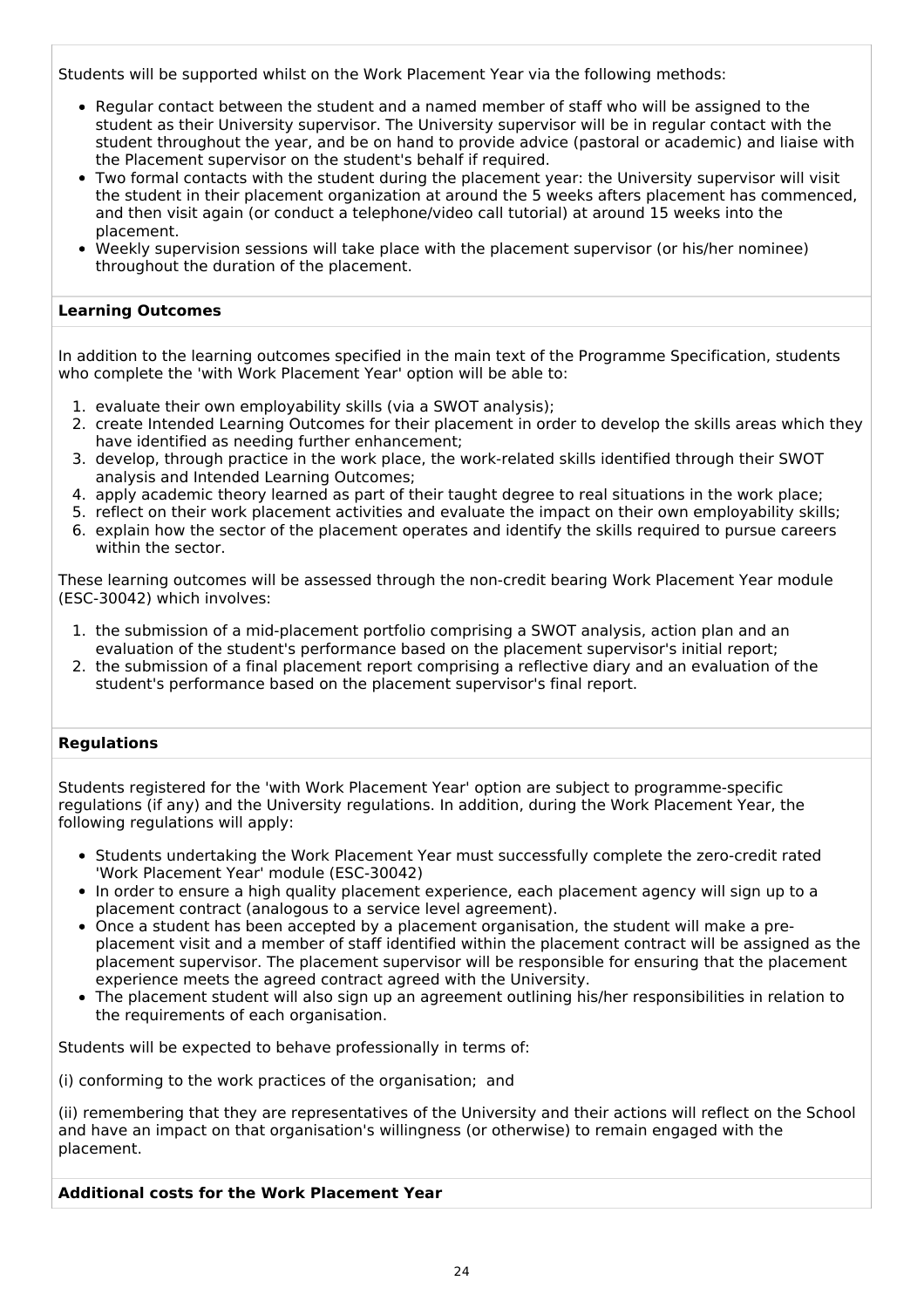Students will be supported whilst on the Work Placement Year via the following methods:

- Regular contact between the student and a named member of staff who will be assigned to the student as their University supervisor. The University supervisor will be in regular contact with the student throughout the year, and be on hand to provide advice (pastoral or academic) and liaise with the Placement supervisor on the student's behalf if required.
- Two formal contacts with the student during the placement year: the University supervisor will visit the student in their placement organization at around the 5 weeks afters placement has commenced, and then visit again (or conduct a telephone/video call tutorial) at around 15 weeks into the placement.
- Weekly supervision sessions will take place with the placement supervisor (or his/her nominee) throughout the duration of the placement.

**Learning Outcomes**

In addition to the learning outcomes specified in the main text of the Programme Specification, students who complete the 'with Work Placement Year' option will be able to:

1. evaluate their own employability skills (via a SWOT analysis);
2. create Intended Learning Outcomes for their placement in order to develop the skills areas which they have identified as needing further enhancement;
3. develop, through practice in the work place, the work-related skills identified through their SWOT analysis and Intended Learning Outcomes;
4. apply academic theory learned as part of their taught degree to real situations in the work place;
5. reflect on their work placement activities and evaluate the impact on their own employability skills;
6. explain how the sector of the placement operates and identify the skills required to pursue careers within the sector.

These learning outcomes will be assessed through the non-credit bearing Work Placement Year module (ESC-30042) which involves:

1. the submission of a mid-placement portfolio comprising a SWOT analysis, action plan and an evaluation of the student's performance based on the placement supervisor's initial report;
2. the submission of a final placement report comprising a reflective diary and an evaluation of the student's performance based on the placement supervisor's final report.

**Regulations**

Students registered for the 'with Work Placement Year' option are subject to programme-specific regulations (if any) and the University regulations. In addition, during the Work Placement Year, the following regulations will apply:

- Students undertaking the Work Placement Year must successfully complete the zero-credit rated 'Work Placement Year' module (ESC-30042)
- In order to ensure a high quality placement experience, each placement agency will sign up to a placement contract (analogous to a service level agreement).
- Once a student has been accepted by a placement organisation, the student will make a pre-placement visit and a member of staff identified within the placement contract will be assigned as the placement supervisor. The placement supervisor will be responsible for ensuring that the placement experience meets the agreed contract agreed with the University.
- The placement student will also sign up an agreement outlining his/her responsibilities in relation to the requirements of each organisation.

Students will be expected to behave professionally in terms of:

(i) conforming to the work practices of the organisation; and

(ii) remembering that they are representatives of the University and their actions will reflect on the School and have an impact on that organisation's willingness (or otherwise) to remain engaged with the placement.

**Additional costs for the Work Placement Year**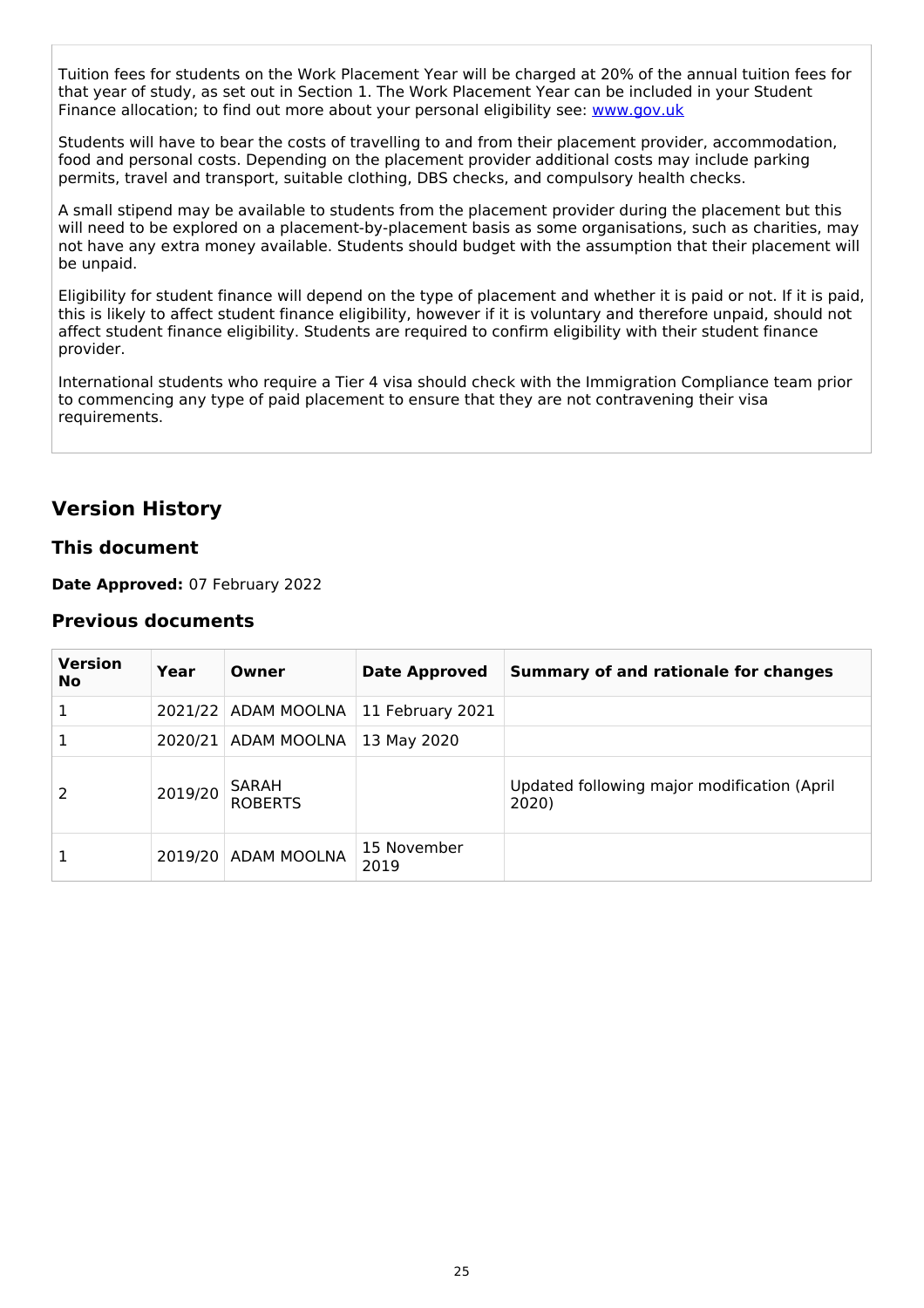Tuition fees for students on the Work Placement Year will be charged at 20% of the annual tuition fees for that year of study, as set out in Section 1. The Work Placement Year can be included in your Student Finance allocation; to find out more about your personal eligibility see: [www.gov.uk](www.gov.uk)

Students will have to bear the costs of travelling to and from their placement provider, accommodation, food and personal costs. Depending on the placement provider additional costs may include parking permits, travel and transport, suitable clothing, DBS checks, and compulsory health checks.

A small stipend may be available to students from the placement provider during the placement but this will need to be explored on a placement-by-placement basis as some organisations, such as charities, may not have any extra money available. Students should budget with the assumption that their placement will be unpaid.

Eligibility for student finance will depend on the type of placement and whether it is paid or not. If it is paid, this is likely to affect student finance eligibility, however if it is voluntary and therefore unpaid, should not affect student finance eligibility. Students are required to confirm eligibility with their student finance provider.

International students who require a Tier 4 visa should check with the Immigration Compliance team prior to commencing any type of paid placement to ensure that they are not contravening their visa requirements.

## Version History

### This document

**Date Approved:** 07 February 2022

### Previous documents

| Version No | Year | Owner | Date Approved | Summary of and rationale for changes |
|---|---|---|---|---|
| 1 | 2021/22 | ADAM MOOLNA | 11 February 2021 | |
| 1 | 2020/21 | ADAM MOOLNA | 13 May 2020 | |
| 2 | 2019/20 | SARAH ROBERTS | | Updated following major modification (April 2020) |
| 1 | 2019/20 | ADAM MOOLNA | 15 November 2019 | |